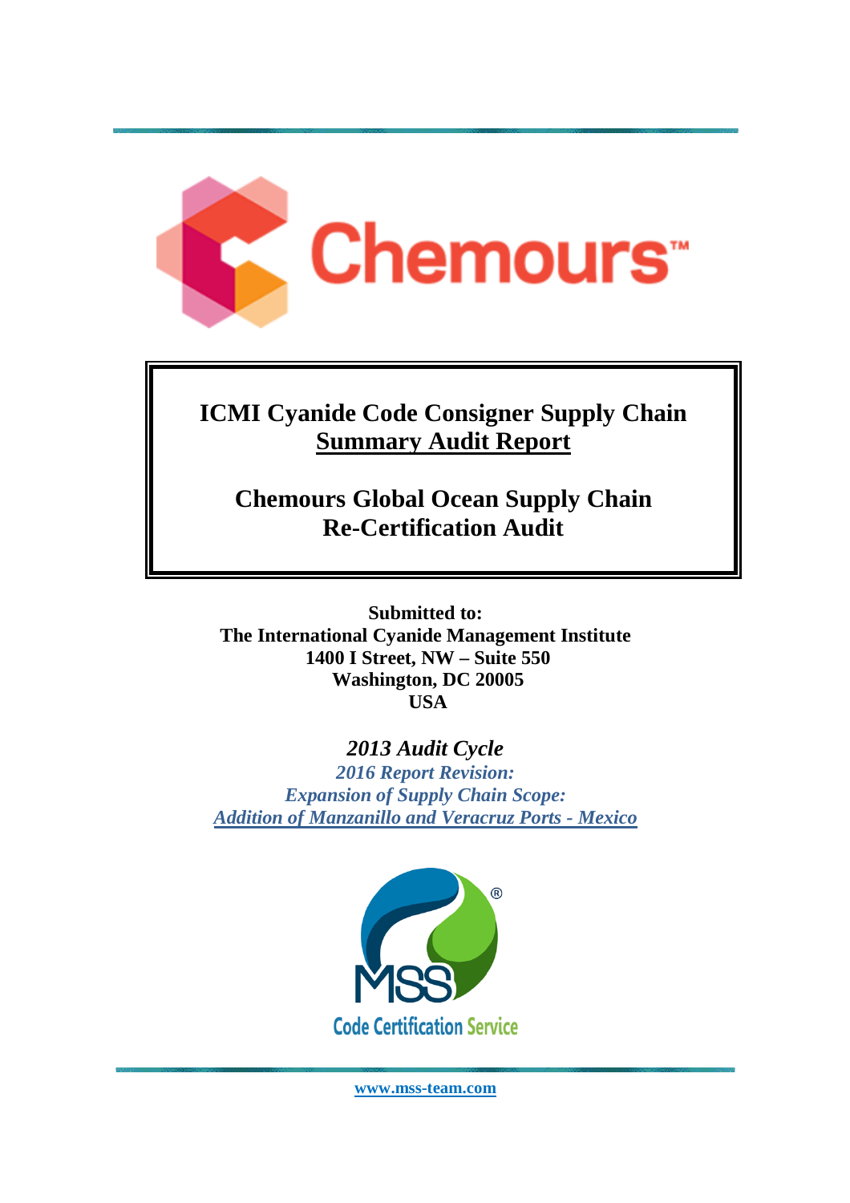Chemours™

# ICMI Cyanide Code Consigner Supply Chain

## Summary Audit Report

# Chemours Global Ocean Supply Chain Re-Certification Audit

**Submitted to:**
**The International Cyanide Management Institute**
**1400 I Street, NW – Suite 550**
**Washington, DC 20005**
**USA**

***2013 Audit Cycle***

*2016 Report Revision:*
*Expansion of Supply Chain Scope:*
*Addition of Manzanillo and Veracruz Ports - Mexico*

MSS®
Code Certification Service

www.mss-team.com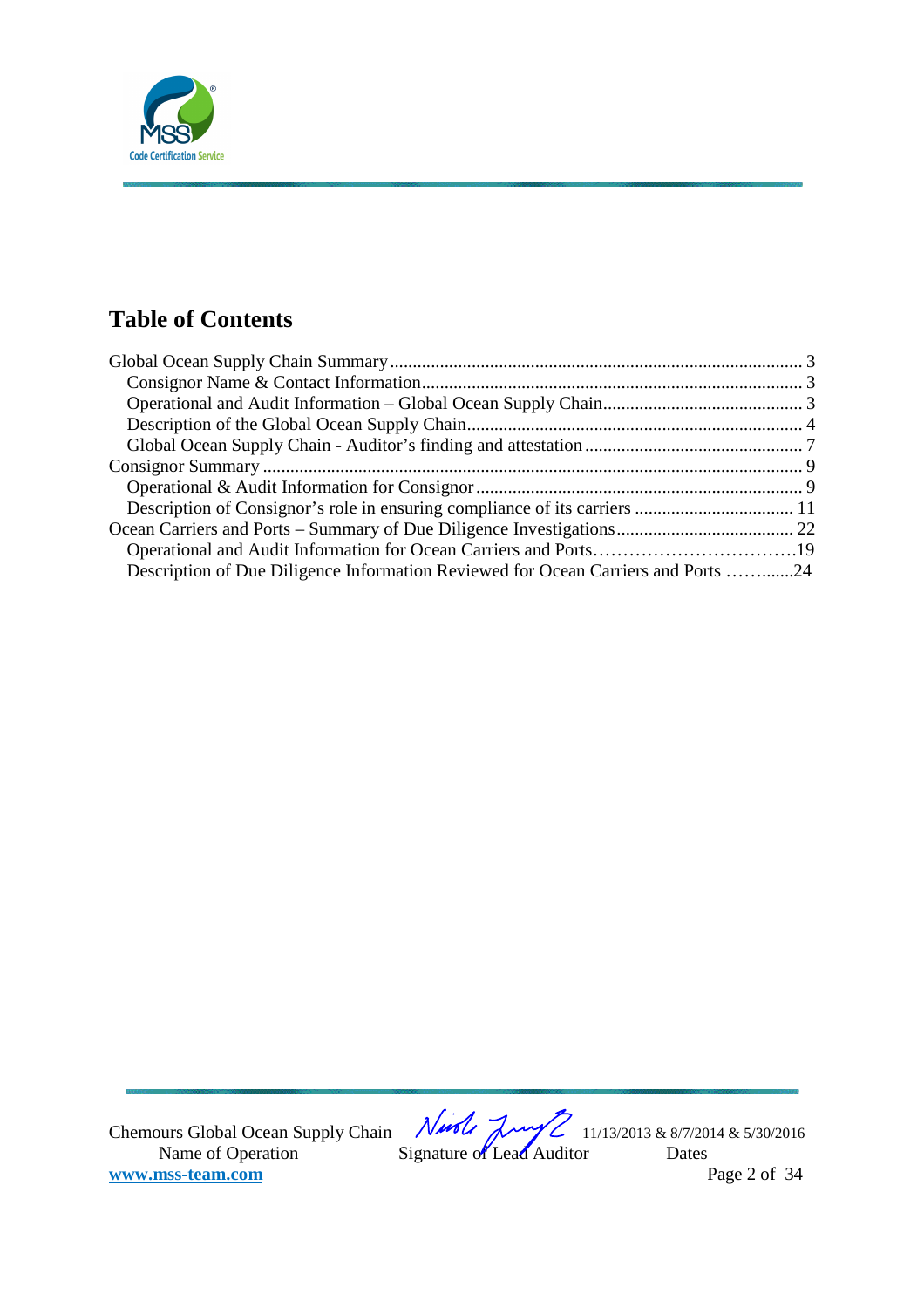# Table of Contents

Global Ocean Supply Chain Summary .......... 3
- Consignor Name & Contact Information .......... 3
- Operational and Audit Information – Global Ocean Supply Chain .......... 3
- Description of the Global Ocean Supply Chain .......... 4
- Global Ocean Supply Chain - Auditor's finding and attestation .......... 7

Consignor Summary .......... 9
- Operational & Audit Information for Consignor .......... 9
- Description of Consignor's role in ensuring compliance of its carriers .......... 11

Ocean Carriers and Ports – Summary of Due Diligence Investigations .......... 22
- Operational and Audit Information for Ocean Carriers and Ports .......... 19
- Description of Due Diligence Information Reviewed for Ocean Carriers and Ports .......... 24

Chemours Global Ocean Supply Chain — Name of Operation
Signature of Lead Auditor
11/13/2013 & 8/7/2014 & 5/30/2016 — Dates
www.mss-team.com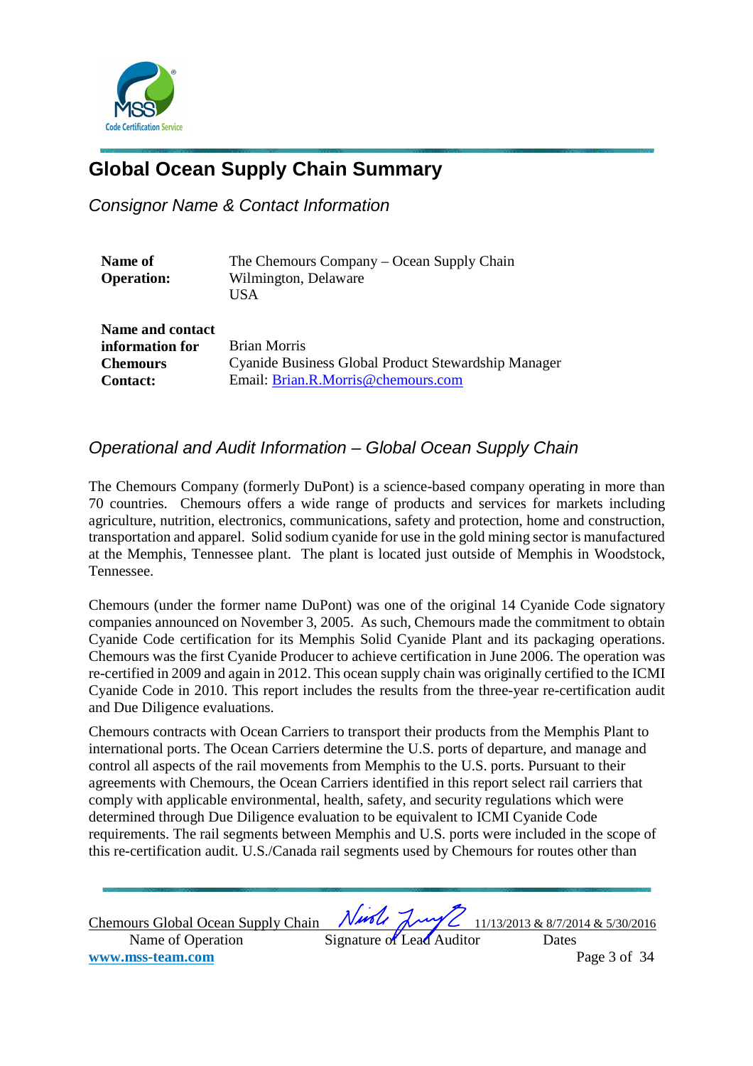# Global Ocean Supply Chain Summary

## *Consignor Name & Contact Information*

| | |
|---|---|
| **Name of Operation:** | The Chemours Company – Ocean Supply Chain<br>Wilmington, Delaware<br>USA |
| **Name and contact information for Chemours Contact:** | Brian Morris<br>Cyanide Business Global Product Stewardship Manager<br>Email: Brian.R.Morris@chemours.com |

## *Operational and Audit Information – Global Ocean Supply Chain*

The Chemours Company (formerly DuPont) is a science-based company operating in more than 70 countries. Chemours offers a wide range of products and services for markets including agriculture, nutrition, electronics, communications, safety and protection, home and construction, transportation and apparel. Solid sodium cyanide for use in the gold mining sector is manufactured at the Memphis, Tennessee plant. The plant is located just outside of Memphis in Woodstock, Tennessee.

Chemours (under the former name DuPont) was one of the original 14 Cyanide Code signatory companies announced on November 3, 2005. As such, Chemours made the commitment to obtain Cyanide Code certification for its Memphis Solid Cyanide Plant and its packaging operations. Chemours was the first Cyanide Producer to achieve certification in June 2006. The operation was re-certified in 2009 and again in 2012. This ocean supply chain was originally certified to the ICMI Cyanide Code in 2010. This report includes the results from the three-year re-certification audit and Due Diligence evaluations.

Chemours contracts with Ocean Carriers to transport their products from the Memphis Plant to international ports. The Ocean Carriers determine the U.S. ports of departure, and manage and control all aspects of the rail movements from Memphis to the U.S. ports. Pursuant to their agreements with Chemours, the Ocean Carriers identified in this report select rail carriers that comply with applicable environmental, health, safety, and security regulations which were determined through Due Diligence evaluation to be equivalent to ICMI Cyanide Code requirements. The rail segments between Memphis and U.S. ports were included in the scope of this re-certification audit. U.S./Canada rail segments used by Chemours for routes other than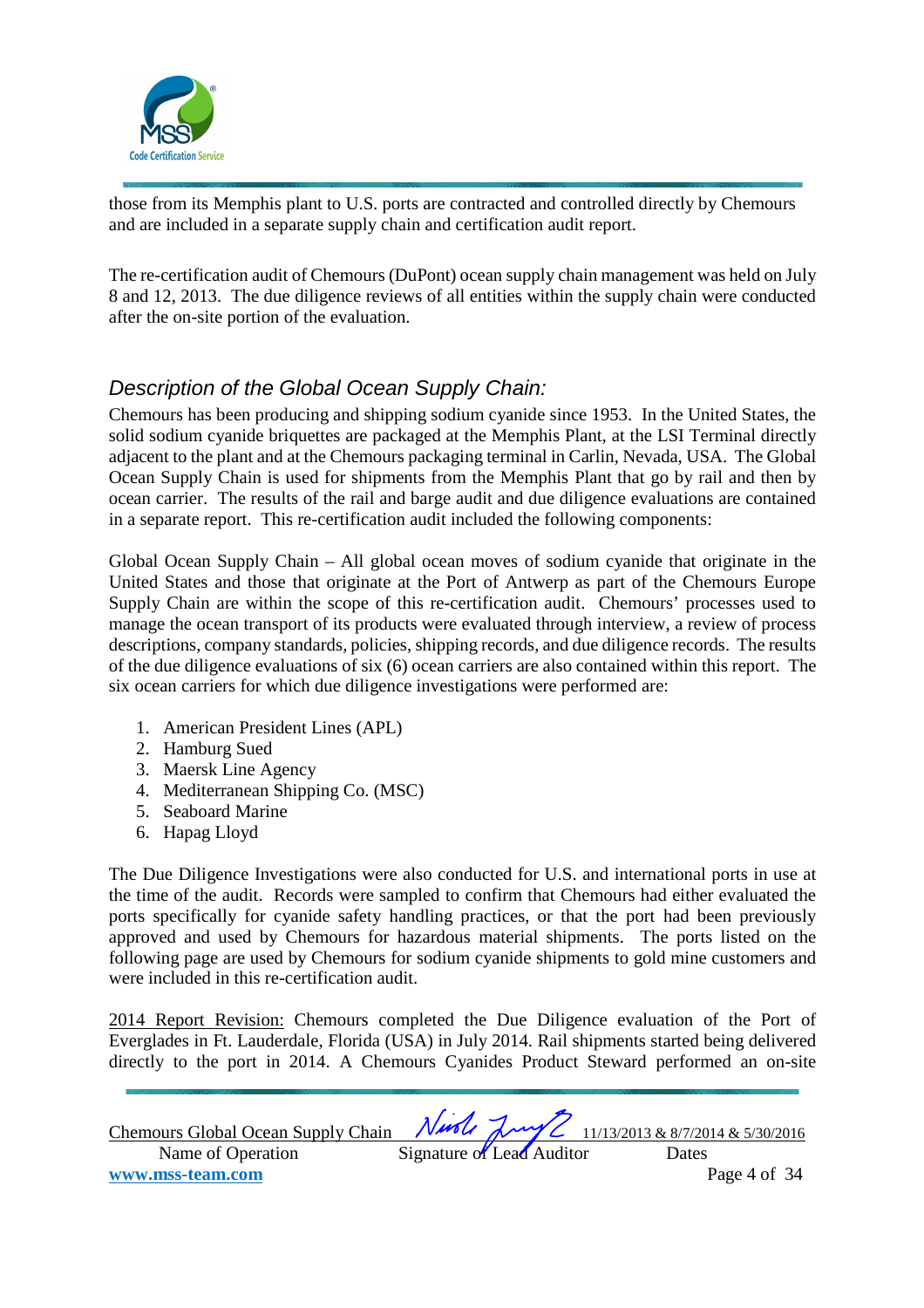those from its Memphis plant to U.S. ports are contracted and controlled directly by Chemours and are included in a separate supply chain and certification audit report.

The re-certification audit of Chemours (DuPont) ocean supply chain management was held on July 8 and 12, 2013. The due diligence reviews of all entities within the supply chain were conducted after the on-site portion of the evaluation.

## *Description of the Global Ocean Supply Chain:*

Chemours has been producing and shipping sodium cyanide since 1953. In the United States, the solid sodium cyanide briquettes are packaged at the Memphis Plant, at the LSI Terminal directly adjacent to the plant and at the Chemours packaging terminal in Carlin, Nevada, USA. The Global Ocean Supply Chain is used for shipments from the Memphis Plant that go by rail and then by ocean carrier. The results of the rail and barge audit and due diligence evaluations are contained in a separate report. This re-certification audit included the following components:

Global Ocean Supply Chain – All global ocean moves of sodium cyanide that originate in the United States and those that originate at the Port of Antwerp as part of the Chemours Europe Supply Chain are within the scope of this re-certification audit. Chemours' processes used to manage the ocean transport of its products were evaluated through interview, a review of process descriptions, company standards, policies, shipping records, and due diligence records. The results of the due diligence evaluations of six (6) ocean carriers are also contained within this report. The six ocean carriers for which due diligence investigations were performed are:

1. American President Lines (APL)
2. Hamburg Sued
3. Maersk Line Agency
4. Mediterranean Shipping Co. (MSC)
5. Seaboard Marine
6. Hapag Lloyd

The Due Diligence Investigations were also conducted for U.S. and international ports in use at the time of the audit. Records were sampled to confirm that Chemours had either evaluated the ports specifically for cyanide safety handling practices, or that the port had been previously approved and used by Chemours for hazardous material shipments. The ports listed on the following page are used by Chemours for sodium cyanide shipments to gold mine customers and were included in this re-certification audit.

2014 Report Revision: Chemours completed the Due Diligence evaluation of the Port of Everglades in Ft. Lauderdale, Florida (USA) in July 2014. Rail shipments started being delivered directly to the port in 2014. A Chemours Cyanides Product Steward performed an on-site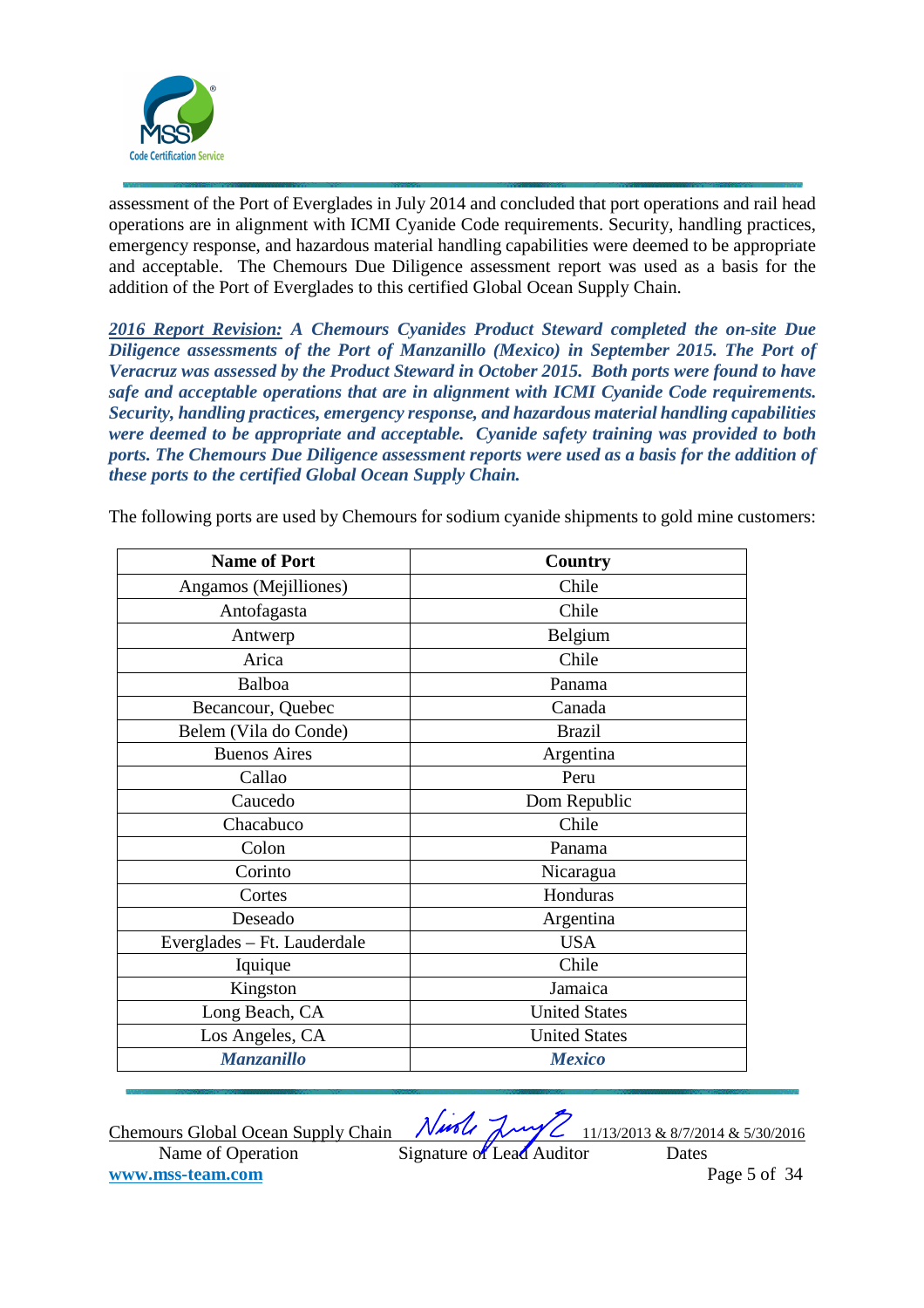assessment of the Port of Everglades in July 2014 and concluded that port operations and rail head operations are in alignment with ICMI Cyanide Code requirements. Security, handling practices, emergency response, and hazardous material handling capabilities were deemed to be appropriate and acceptable. The Chemours Due Diligence assessment report was used as a basis for the addition of the Port of Everglades to this certified Global Ocean Supply Chain.

***2016 Report Revision:*** ***A Chemours Cyanides Product Steward completed the on-site Due Diligence assessments of the Port of Manzanillo (Mexico) in September 2015. The Port of Veracruz was assessed by the Product Steward in October 2015. Both ports were found to have safe and acceptable operations that are in alignment with ICMI Cyanide Code requirements. Security, handling practices, emergency response, and hazardous material handling capabilities were deemed to be appropriate and acceptable. Cyanide safety training was provided to both ports. The Chemours Due Diligence assessment reports were used as a basis for the addition of these ports to the certified Global Ocean Supply Chain.***

The following ports are used by Chemours for sodium cyanide shipments to gold mine customers:

| Name of Port | Country |
|---|---|
| Angamos (Mejilliones) | Chile |
| Antofagasta | Chile |
| Antwerp | Belgium |
| Arica | Chile |
| Balboa | Panama |
| Becancour, Quebec | Canada |
| Belem (Vila do Conde) | Brazil |
| Buenos Aires | Argentina |
| Callao | Peru |
| Caucedo | Dom Republic |
| Chacabuco | Chile |
| Colon | Panama |
| Corinto | Nicaragua |
| Cortes | Honduras |
| Deseado | Argentina |
| Everglades – Ft. Lauderdale | USA |
| Iquique | Chile |
| Kingston | Jamaica |
| Long Beach, CA | United States |
| Los Angeles, CA | United States |
| ***Manzanillo*** | ***Mexico*** |

Chemours Global Ocean Supply Chain — Name of Operation
Signature of Lead Auditor
11/13/2013 & 8/7/2014 & 5/30/2016 — Dates
www.mss-team.com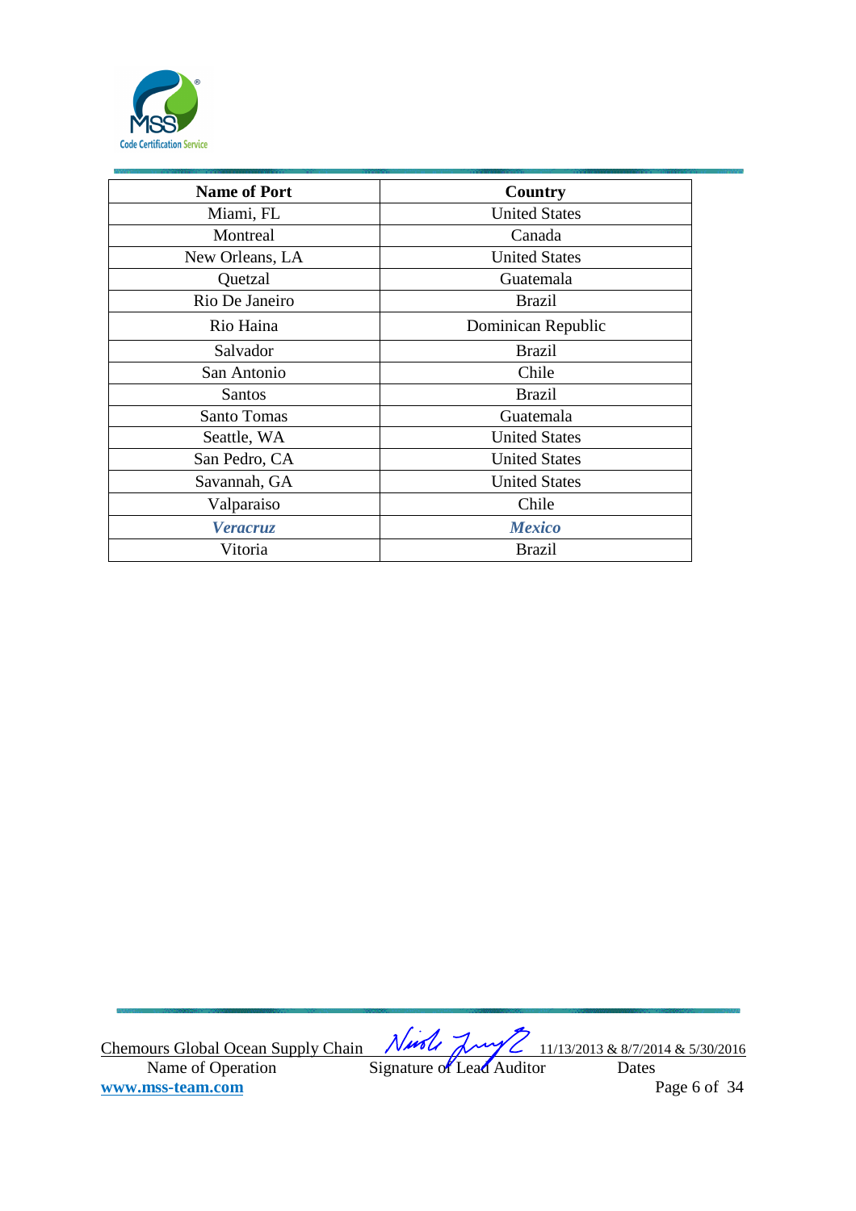| Name of Port | Country |
|---|---|
| Miami, FL | United States |
| Montreal | Canada |
| New Orleans, LA | United States |
| Quetzal | Guatemala |
| Rio De Janeiro | Brazil |
| Rio Haina | Dominican Republic |
| Salvador | Brazil |
| San Antonio | Chile |
| Santos | Brazil |
| Santo Tomas | Guatemala |
| Seattle, WA | United States |
| San Pedro, CA | United States |
| Savannah, GA | United States |
| Valparaiso | Chile |
| ***Veracruz*** | ***Mexico*** |
| Vitoria | Brazil |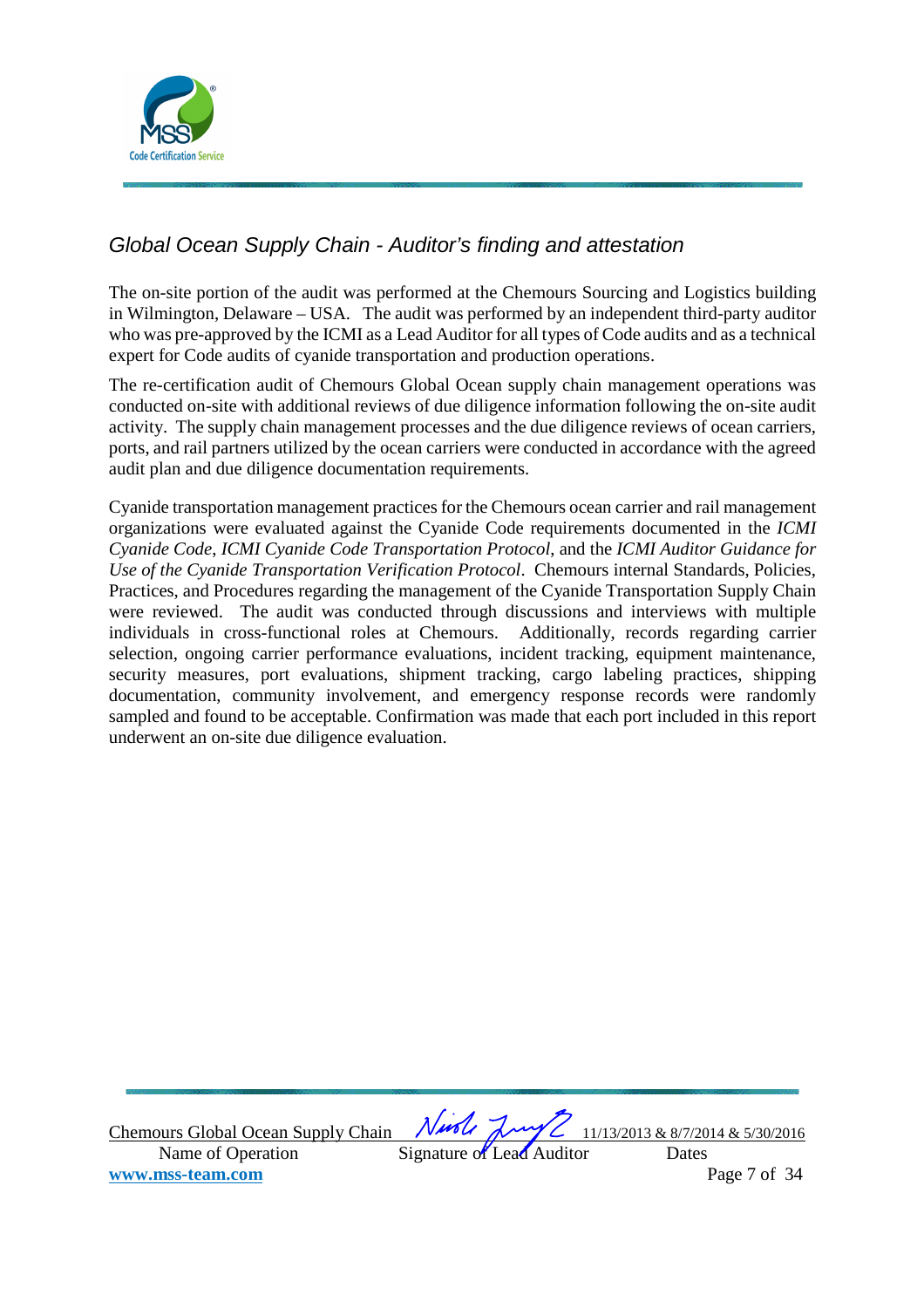## *Global Ocean Supply Chain - Auditor's finding and attestation*

The on-site portion of the audit was performed at the Chemours Sourcing and Logistics building in Wilmington, Delaware – USA. The audit was performed by an independent third-party auditor who was pre-approved by the ICMI as a Lead Auditor for all types of Code audits and as a technical expert for Code audits of cyanide transportation and production operations.

The re-certification audit of Chemours Global Ocean supply chain management operations was conducted on-site with additional reviews of due diligence information following the on-site audit activity. The supply chain management processes and the due diligence reviews of ocean carriers, ports, and rail partners utilized by the ocean carriers were conducted in accordance with the agreed audit plan and due diligence documentation requirements.

Cyanide transportation management practices for the Chemours ocean carrier and rail management organizations were evaluated against the Cyanide Code requirements documented in the *ICMI Cyanide Code*, *ICMI Cyanide Code Transportation Protocol*, and the *ICMI Auditor Guidance for Use of the Cyanide Transportation Verification Protocol*. Chemours internal Standards, Policies, Practices, and Procedures regarding the management of the Cyanide Transportation Supply Chain were reviewed. The audit was conducted through discussions and interviews with multiple individuals in cross-functional roles at Chemours. Additionally, records regarding carrier selection, ongoing carrier performance evaluations, incident tracking, equipment maintenance, security measures, port evaluations, shipment tracking, cargo labeling practices, shipping documentation, community involvement, and emergency response records were randomly sampled and found to be acceptable. Confirmation was made that each port included in this report underwent an on-site due diligence evaluation.

| Chemours Global Ocean Supply Chain | *[Signature]* | 11/13/2013 & 8/7/2014 & 5/30/2016 |
|---|---|---|
| Name of Operation | Signature of Lead Auditor | Dates |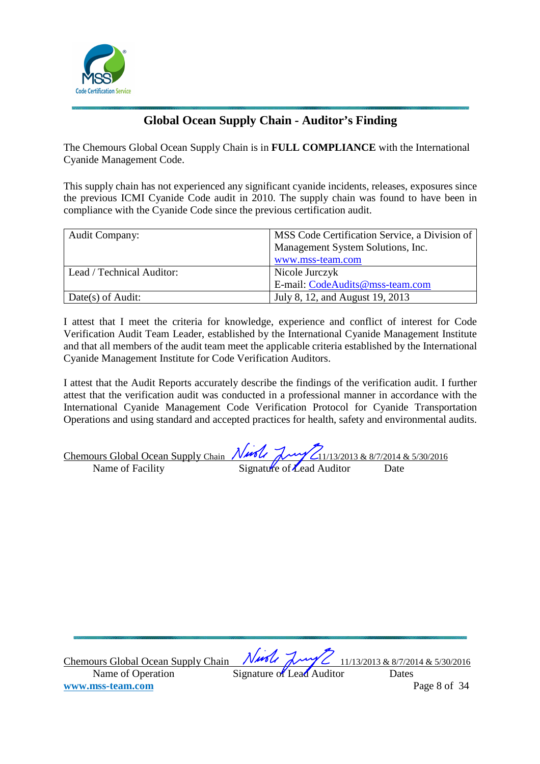# Global Ocean Supply Chain - Auditor's Finding

The Chemours Global Ocean Supply Chain is in **FULL COMPLIANCE** with the International Cyanide Management Code.

This supply chain has not experienced any significant cyanide incidents, releases, exposures since the previous ICMI Cyanide Code audit in 2010. The supply chain was found to have been in compliance with the Cyanide Code since the previous certification audit.

| Audit Company: | MSS Code Certification Service, a Division of Management System Solutions, Inc. www.mss-team.com |
|---|---|
| Lead / Technical Auditor: | Nicole Jurczyk E-mail: CodeAudits@mss-team.com |
| Date(s) of Audit: | July 8, 12, and August 19, 2013 |

I attest that I meet the criteria for knowledge, experience and conflict of interest for Code Verification Audit Team Leader, established by the International Cyanide Management Institute and that all members of the audit team meet the applicable criteria established by the International Cyanide Management Institute for Code Verification Auditors.

I attest that the Audit Reports accurately describe the findings of the verification audit. I further attest that the verification audit was conducted in a professional manner in accordance with the International Cyanide Management Code Verification Protocol for Cyanide Transportation Operations and using standard and accepted practices for health, safety and environmental audits.

Chemours Global Ocean Supply Chain — [Signature] — 11/13/2013 & 8/7/2014 & 5/30/2016

Name of Facility — Signature of Lead Auditor — Date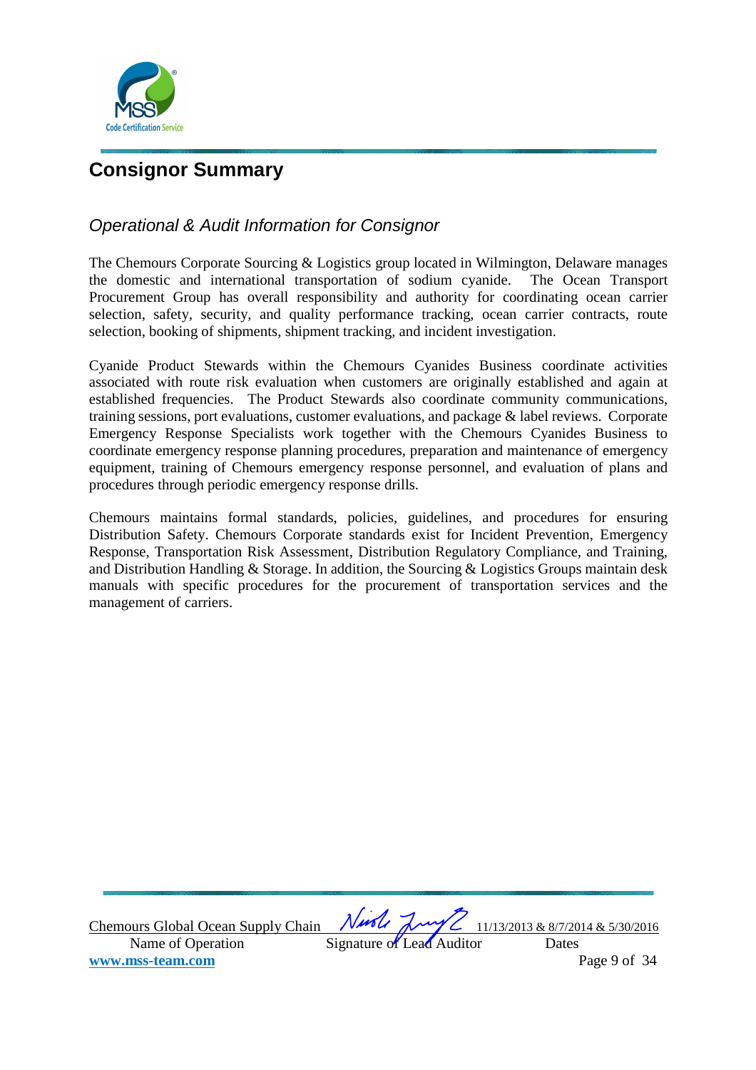# Consignor Summary

## *Operational & Audit Information for Consignor*

The Chemours Corporate Sourcing & Logistics group located in Wilmington, Delaware manages the domestic and international transportation of sodium cyanide. The Ocean Transport Procurement Group has overall responsibility and authority for coordinating ocean carrier selection, safety, security, and quality performance tracking, ocean carrier contracts, route selection, booking of shipments, shipment tracking, and incident investigation.

Cyanide Product Stewards within the Chemours Cyanides Business coordinate activities associated with route risk evaluation when customers are originally established and again at established frequencies. The Product Stewards also coordinate community communications, training sessions, port evaluations, customer evaluations, and package & label reviews. Corporate Emergency Response Specialists work together with the Chemours Cyanides Business to coordinate emergency response planning procedures, preparation and maintenance of emergency equipment, training of Chemours emergency response personnel, and evaluation of plans and procedures through periodic emergency response drills.

Chemours maintains formal standards, policies, guidelines, and procedures for ensuring Distribution Safety. Chemours Corporate standards exist for Incident Prevention, Emergency Response, Transportation Risk Assessment, Distribution Regulatory Compliance, and Training, and Distribution Handling & Storage. In addition, the Sourcing & Logistics Groups maintain desk manuals with specific procedures for the procurement of transportation services and the management of carriers.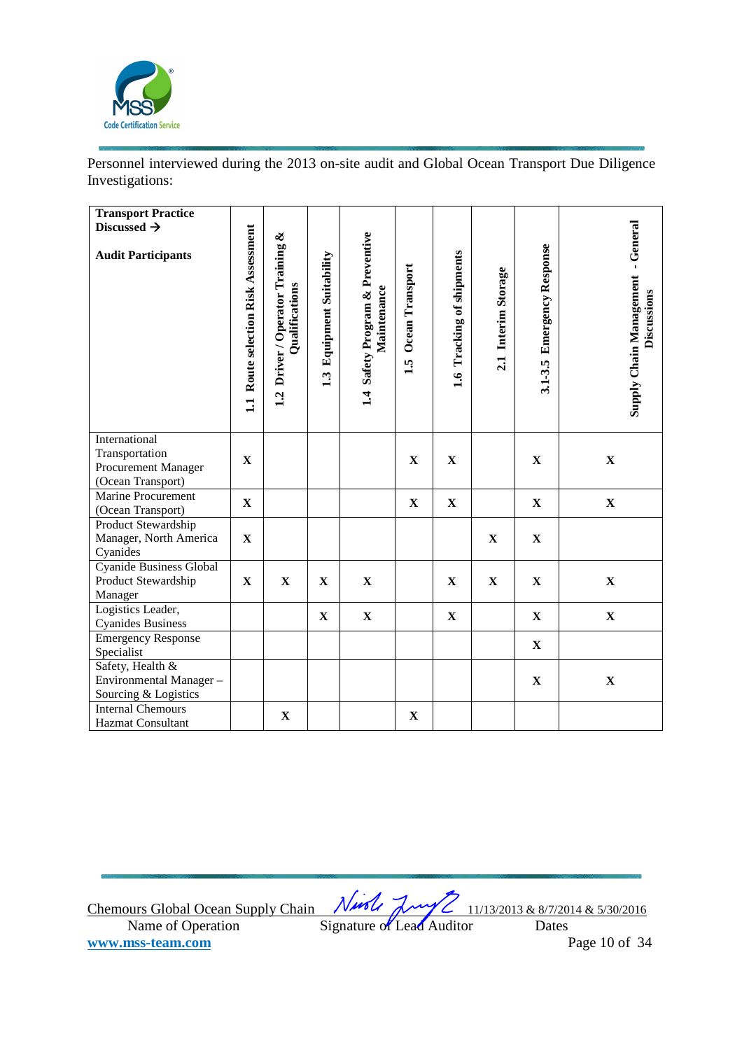Personnel interviewed during the 2013 on-site audit and Global Ocean Transport Due Diligence Investigations:

| Transport Practice Discussed → Audit Participants | 1.1 Route selection Risk Assessment | 1.2 Driver / Operator Training & Qualifications | 1.3 Equipment Suitability | 1.4 Safety Program & Preventive Maintenance | 1.5 Ocean Transport | 1.6 Tracking of shipments | 2.1 Interim Storage | 3.1-3.5 Emergency Response | Supply Chain Management - General Discussions |
|---|---|---|---|---|---|---|---|---|---|
| International Transportation Procurement Manager (Ocean Transport) | X | | | | X | X | | X | X |
| Marine Procurement (Ocean Transport) | X | | | | X | X | | X | X |
| Product Stewardship Manager, North America Cyanides | X | | | | | | X | X | |
| Cyanide Business Global Product Stewardship Manager | X | X | X | X | | X | X | X | X |
| Logistics Leader, Cyanides Business | | | X | X | | X | | X | X |
| Emergency Response Specialist | | | | | | | | X | |
| Safety, Health & Environmental Manager – Sourcing & Logistics | | | | | | | | X | X |
| Internal Chemours Hazmat Consultant | | X | | | X | | | | |

Chemours Global Ocean Supply Chain — Name of Operation

Signature of Lead Auditor

11/13/2013 & 8/7/2014 & 5/30/2016 — Dates

www.mss-team.com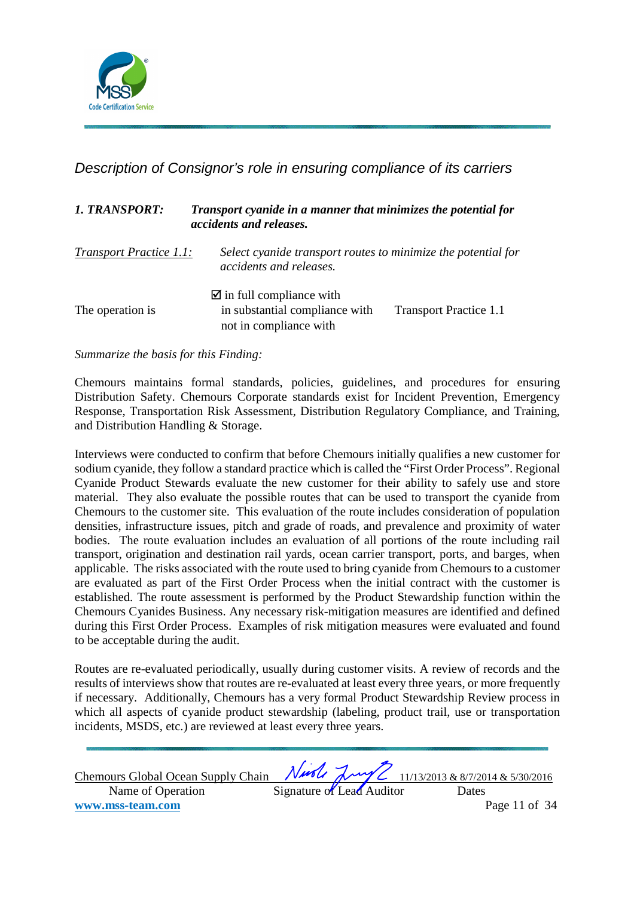## *Description of Consignor's role in ensuring compliance of its carriers*

***1. TRANSPORT:*** ***Transport cyanide in a manner that minimizes the potential for accidents and releases.***

*Transport Practice 1.1:* *Select cyanide transport routes to minimize the potential for accidents and releases.*

| | | |
|---|---|---|
| | ☑ in full compliance with | |
| The operation is | in substantial compliance with | Transport Practice 1.1 |
| | not in compliance with | |

*Summarize the basis for this Finding:*

Chemours maintains formal standards, policies, guidelines, and procedures for ensuring Distribution Safety. Chemours Corporate standards exist for Incident Prevention, Emergency Response, Transportation Risk Assessment, Distribution Regulatory Compliance, and Training, and Distribution Handling & Storage.

Interviews were conducted to confirm that before Chemours initially qualifies a new customer for sodium cyanide, they follow a standard practice which is called the "First Order Process". Regional Cyanide Product Stewards evaluate the new customer for their ability to safely use and store material. They also evaluate the possible routes that can be used to transport the cyanide from Chemours to the customer site. This evaluation of the route includes consideration of population densities, infrastructure issues, pitch and grade of roads, and prevalence and proximity of water bodies. The route evaluation includes an evaluation of all portions of the route including rail transport, origination and destination rail yards, ocean carrier transport, ports, and barges, when applicable. The risks associated with the route used to bring cyanide from Chemours to a customer are evaluated as part of the First Order Process when the initial contract with the customer is established. The route assessment is performed by the Product Stewardship function within the Chemours Cyanides Business. Any necessary risk-mitigation measures are identified and defined during this First Order Process. Examples of risk mitigation measures were evaluated and found to be acceptable during the audit.

Routes are re-evaluated periodically, usually during customer visits. A review of records and the results of interviews show that routes are re-evaluated at least every three years, or more frequently if necessary. Additionally, Chemours has a very formal Product Stewardship Review process in which all aspects of cyanide product stewardship (labeling, product trail, use or transportation incidents, MSDS, etc.) are reviewed at least every three years.

Chemours Global Ocean Supply Chain — Name of Operation | Signature of Lead Auditor | 11/13/2013 & 8/7/2014 & 5/30/2016 — Dates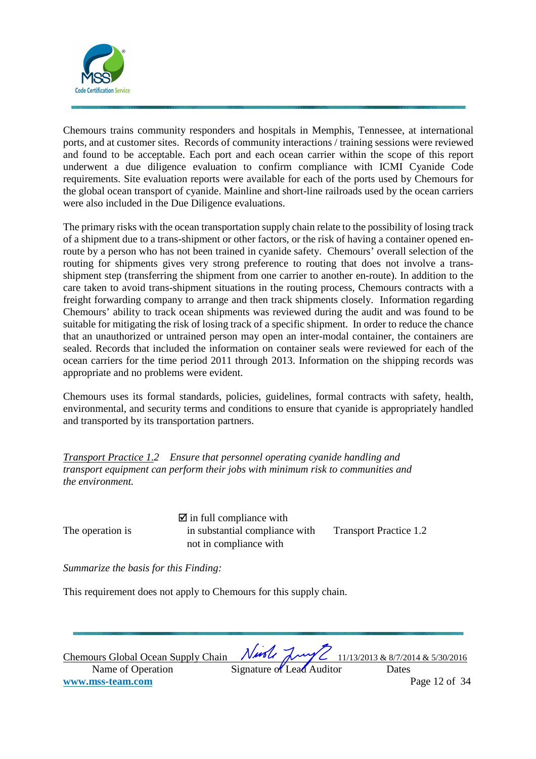Chemours trains community responders and hospitals in Memphis, Tennessee, at international ports, and at customer sites. Records of community interactions / training sessions were reviewed and found to be acceptable. Each port and each ocean carrier within the scope of this report underwent a due diligence evaluation to confirm compliance with ICMI Cyanide Code requirements. Site evaluation reports were available for each of the ports used by Chemours for the global ocean transport of cyanide. Mainline and short-line railroads used by the ocean carriers were also included in the Due Diligence evaluations.

The primary risks with the ocean transportation supply chain relate to the possibility of losing track of a shipment due to a trans-shipment or other factors, or the risk of having a container opened en-route by a person who has not been trained in cyanide safety. Chemours' overall selection of the routing for shipments gives very strong preference to routing that does not involve a trans-shipment step (transferring the shipment from one carrier to another en-route). In addition to the care taken to avoid trans-shipment situations in the routing process, Chemours contracts with a freight forwarding company to arrange and then track shipments closely. Information regarding Chemours' ability to track ocean shipments was reviewed during the audit and was found to be suitable for mitigating the risk of losing track of a specific shipment. In order to reduce the chance that an unauthorized or untrained person may open an inter-modal container, the containers are sealed. Records that included the information on container seals were reviewed for each of the ocean carriers for the time period 2011 through 2013. Information on the shipping records was appropriate and no problems were evident.

Chemours uses its formal standards, policies, guidelines, formal contracts with safety, health, environmental, and security terms and conditions to ensure that cyanide is appropriately handled and transported by its transportation partners.

*Transport Practice 1.2 Ensure that personnel operating cyanide handling and transport equipment can perform their jobs with minimum risk to communities and the environment.*

The operation is

- ☑ in full compliance with
- in substantial compliance with
- not in compliance with

Transport Practice 1.2

*Summarize the basis for this Finding:*

This requirement does not apply to Chemours for this supply chain.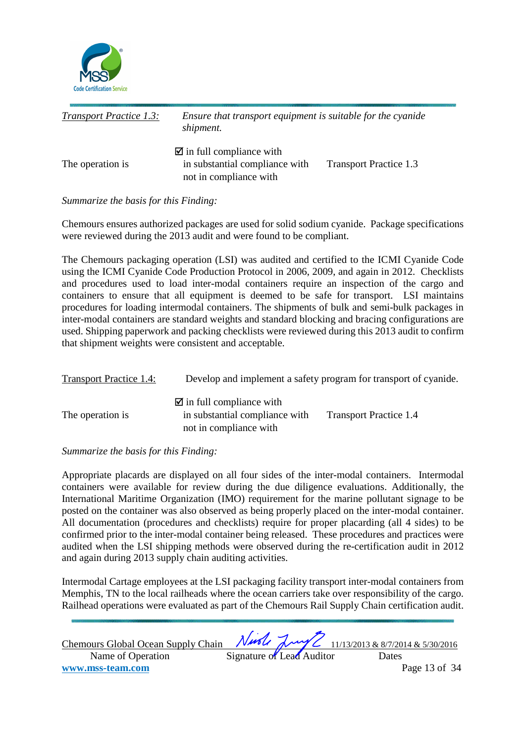*Transport Practice 1.3:* *Ensure that transport equipment is suitable for the cyanide shipment.*

The operation is

☑ in full compliance with
in substantial compliance with
not in compliance with

Transport Practice 1.3

*Summarize the basis for this Finding:*

Chemours ensures authorized packages are used for solid sodium cyanide. Package specifications were reviewed during the 2013 audit and were found to be compliant.

The Chemours packaging operation (LSI) was audited and certified to the ICMI Cyanide Code using the ICMI Cyanide Code Production Protocol in 2006, 2009, and again in 2012. Checklists and procedures used to load inter-modal containers require an inspection of the cargo and containers to ensure that all equipment is deemed to be safe for transport. LSI maintains procedures for loading intermodal containers. The shipments of bulk and semi-bulk packages in inter-modal containers are standard weights and standard blocking and bracing configurations are used. Shipping paperwork and packing checklists were reviewed during this 2013 audit to confirm that shipment weights were consistent and acceptable.

Transport Practice 1.4: Develop and implement a safety program for transport of cyanide.

The operation is

☑ in full compliance with
in substantial compliance with
not in compliance with

Transport Practice 1.4

*Summarize the basis for this Finding:*

Appropriate placards are displayed on all four sides of the inter-modal containers. Intermodal containers were available for review during the due diligence evaluations. Additionally, the International Maritime Organization (IMO) requirement for the marine pollutant signage to be posted on the container was also observed as being properly placed on the inter-modal container. All documentation (procedures and checklists) require for proper placarding (all 4 sides) to be confirmed prior to the inter-modal container being released. These procedures and practices were audited when the LSI shipping methods were observed during the re-certification audit in 2012 and again during 2013 supply chain auditing activities.

Intermodal Cartage employees at the LSI packaging facility transport inter-modal containers from Memphis, TN to the local railheads where the ocean carriers take over responsibility of the cargo. Railhead operations were evaluated as part of the Chemours Rail Supply Chain certification audit.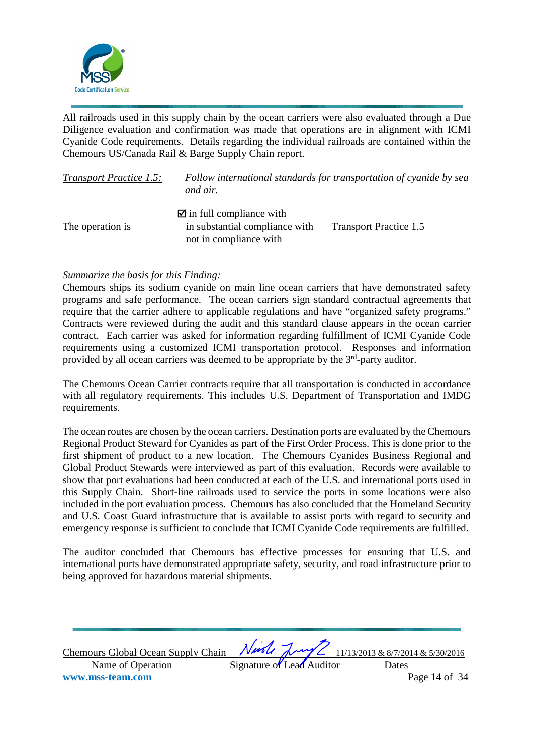All railroads used in this supply chain by the ocean carriers were also evaluated through a Due Diligence evaluation and confirmation was made that operations are in alignment with ICMI Cyanide Code requirements. Details regarding the individual railroads are contained within the Chemours US/Canada Rail & Barge Supply Chain report.

*Transport Practice 1.5:* *Follow international standards for transportation of cyanide by sea and air.*

The operation is
- ☑ in full compliance with
- in substantial compliance with
- not in compliance with

Transport Practice 1.5

*Summarize the basis for this Finding:*

Chemours ships its sodium cyanide on main line ocean carriers that have demonstrated safety programs and safe performance. The ocean carriers sign standard contractual agreements that require that the carrier adhere to applicable regulations and have "organized safety programs." Contracts were reviewed during the audit and this standard clause appears in the ocean carrier contract. Each carrier was asked for information regarding fulfillment of ICMI Cyanide Code requirements using a customized ICMI transportation protocol. Responses and information provided by all ocean carriers was deemed to be appropriate by the 3rd-party auditor.

The Chemours Ocean Carrier contracts require that all transportation is conducted in accordance with all regulatory requirements. This includes U.S. Department of Transportation and IMDG requirements.

The ocean routes are chosen by the ocean carriers. Destination ports are evaluated by the Chemours Regional Product Steward for Cyanides as part of the First Order Process. This is done prior to the first shipment of product to a new location. The Chemours Cyanides Business Regional and Global Product Stewards were interviewed as part of this evaluation. Records were available to show that port evaluations had been conducted at each of the U.S. and international ports used in this Supply Chain. Short-line railroads used to service the ports in some locations were also included in the port evaluation process. Chemours has also concluded that the Homeland Security and U.S. Coast Guard infrastructure that is available to assist ports with regard to security and emergency response is sufficient to conclude that ICMI Cyanide Code requirements are fulfilled.

The auditor concluded that Chemours has effective processes for ensuring that U.S. and international ports have demonstrated appropriate safety, security, and road infrastructure prior to being approved for hazardous material shipments.

| Chemours Global Ocean Supply Chain | | 11/13/2013 & 8/7/2014 & 5/30/2016 |
|---|---|---|
| Name of Operation | Signature of Lead Auditor | Dates |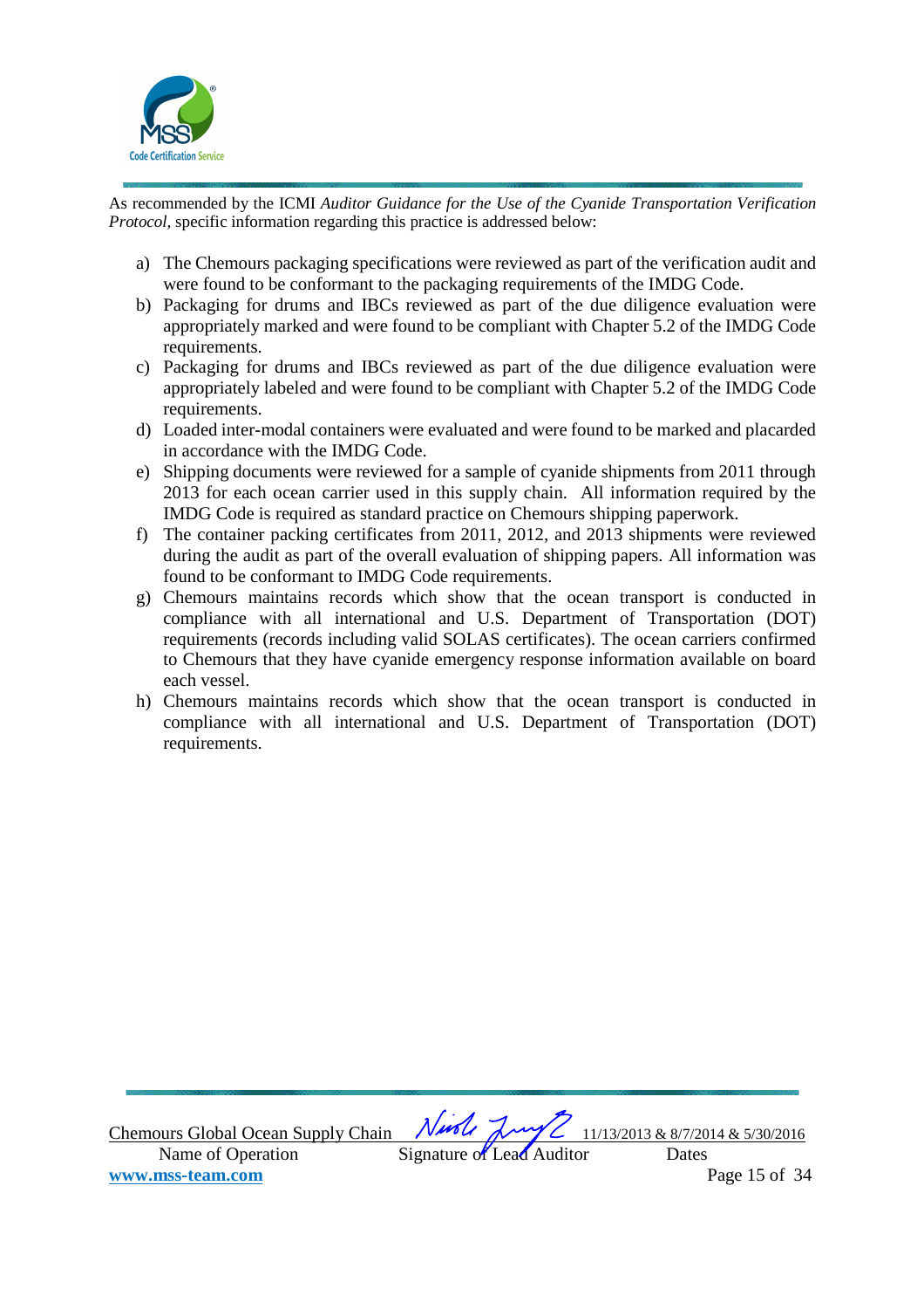As recommended by the ICMI *Auditor Guidance for the Use of the Cyanide Transportation Verification Protocol,* specific information regarding this practice is addressed below:

a) The Chemours packaging specifications were reviewed as part of the verification audit and were found to be conformant to the packaging requirements of the IMDG Code.
b) Packaging for drums and IBCs reviewed as part of the due diligence evaluation were appropriately marked and were found to be compliant with Chapter 5.2 of the IMDG Code requirements.
c) Packaging for drums and IBCs reviewed as part of the due diligence evaluation were appropriately labeled and were found to be compliant with Chapter 5.2 of the IMDG Code requirements.
d) Loaded inter-modal containers were evaluated and were found to be marked and placarded in accordance with the IMDG Code.
e) Shipping documents were reviewed for a sample of cyanide shipments from 2011 through 2013 for each ocean carrier used in this supply chain. All information required by the IMDG Code is required as standard practice on Chemours shipping paperwork.
f) The container packing certificates from 2011, 2012, and 2013 shipments were reviewed during the audit as part of the overall evaluation of shipping papers. All information was found to be conformant to IMDG Code requirements.
g) Chemours maintains records which show that the ocean transport is conducted in compliance with all international and U.S. Department of Transportation (DOT) requirements (records including valid SOLAS certificates). The ocean carriers confirmed to Chemours that they have cyanide emergency response information available on board each vessel.
h) Chemours maintains records which show that the ocean transport is conducted in compliance with all international and U.S. Department of Transportation (DOT) requirements.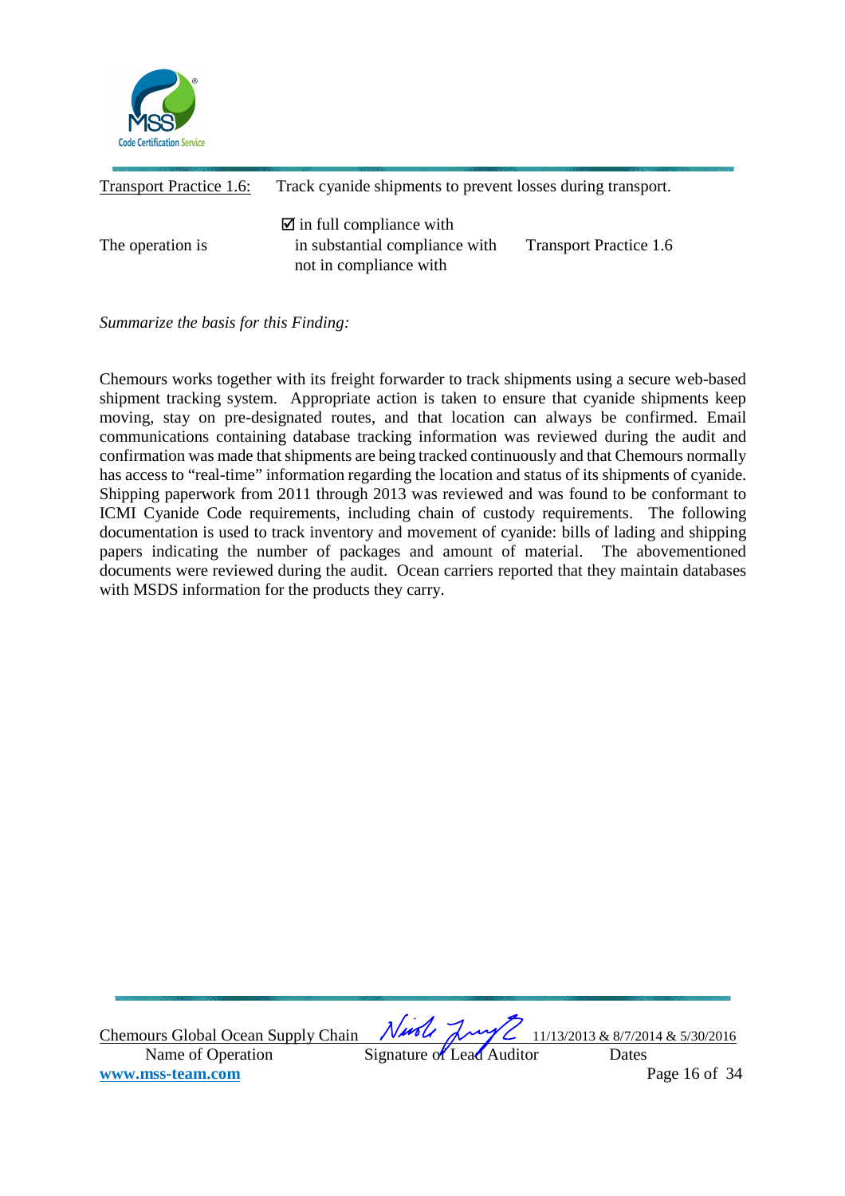Transport Practice 1.6: Track cyanide shipments to prevent losses during transport.

The operation is

☑ in full compliance with
in substantial compliance with
not in compliance with

Transport Practice 1.6

*Summarize the basis for this Finding:*

Chemours works together with its freight forwarder to track shipments using a secure web-based shipment tracking system. Appropriate action is taken to ensure that cyanide shipments keep moving, stay on pre-designated routes, and that location can always be confirmed. Email communications containing database tracking information was reviewed during the audit and confirmation was made that shipments are being tracked continuously and that Chemours normally has access to "real-time" information regarding the location and status of its shipments of cyanide. Shipping paperwork from 2011 through 2013 was reviewed and was found to be conformant to ICMI Cyanide Code requirements, including chain of custody requirements. The following documentation is used to track inventory and movement of cyanide: bills of lading and shipping papers indicating the number of packages and amount of material. The abovementioned documents were reviewed during the audit. Ocean carriers reported that they maintain databases with MSDS information for the products they carry.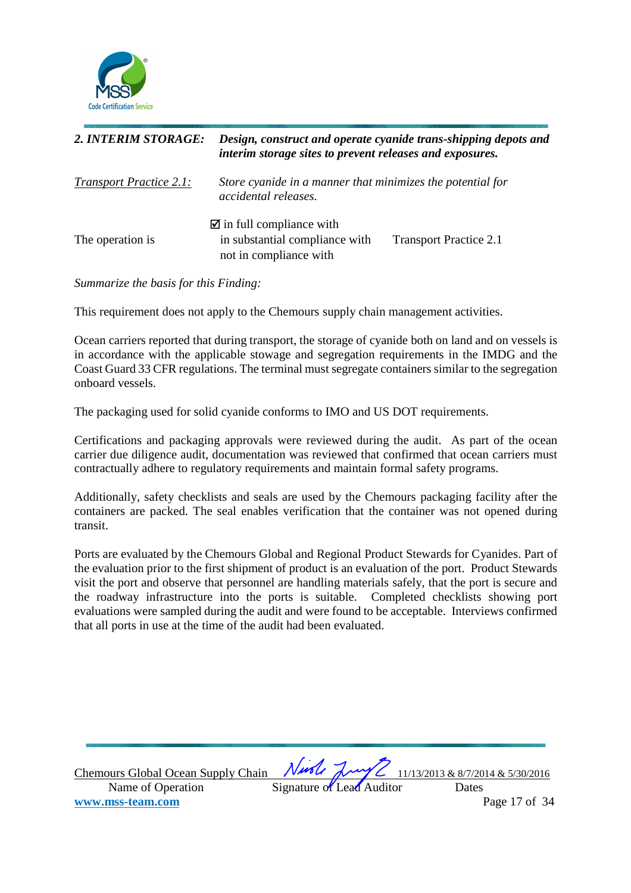**2. INTERIM STORAGE:** ***Design, construct and operate cyanide trans-shipping depots and interim storage sites to prevent releases and exposures.***

*Transport Practice 2.1:* *Store cyanide in a manner that minimizes the potential for accidental releases.*

| The operation is | ☑ in full compliance with | Transport Practice 2.1 |
|---|---|---|
| | in substantial compliance with | |
| | not in compliance with | |

*Summarize the basis for this Finding:*

This requirement does not apply to the Chemours supply chain management activities.

Ocean carriers reported that during transport, the storage of cyanide both on land and on vessels is in accordance with the applicable stowage and segregation requirements in the IMDG and the Coast Guard 33 CFR regulations. The terminal must segregate containers similar to the segregation onboard vessels.

The packaging used for solid cyanide conforms to IMO and US DOT requirements.

Certifications and packaging approvals were reviewed during the audit. As part of the ocean carrier due diligence audit, documentation was reviewed that confirmed that ocean carriers must contractually adhere to regulatory requirements and maintain formal safety programs.

Additionally, safety checklists and seals are used by the Chemours packaging facility after the containers are packed. The seal enables verification that the container was not opened during transit.

Ports are evaluated by the Chemours Global and Regional Product Stewards for Cyanides. Part of the evaluation prior to the first shipment of product is an evaluation of the port. Product Stewards visit the port and observe that personnel are handling materials safely, that the port is secure and the roadway infrastructure into the ports is suitable. Completed checklists showing port evaluations were sampled during the audit and were found to be acceptable. Interviews confirmed that all ports in use at the time of the audit had been evaluated.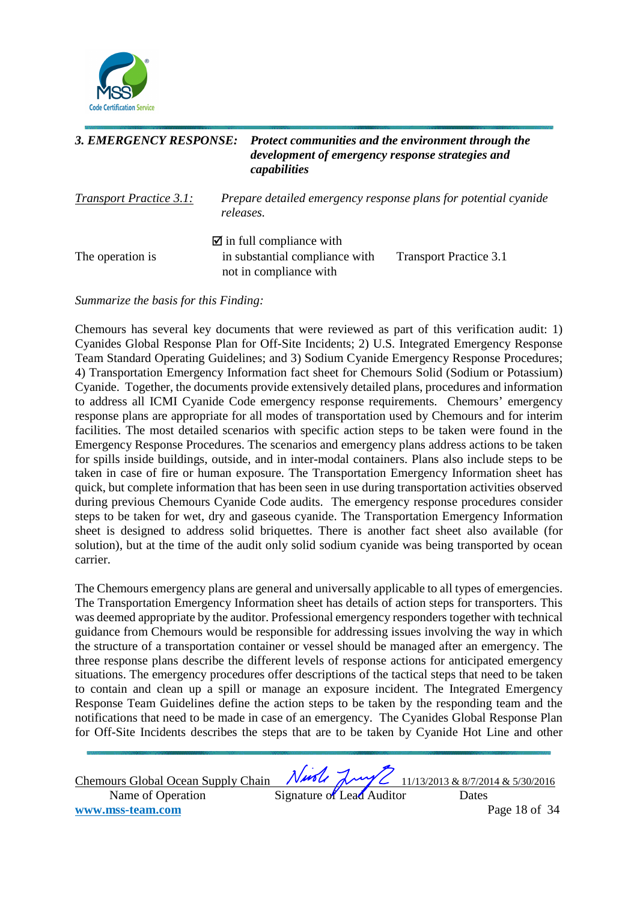**3. EMERGENCY RESPONSE:** ***Protect communities and the environment through the development of emergency response strategies and capabilities***

*Transport Practice 3.1:* *Prepare detailed emergency response plans for potential cyanide releases.*

The operation is

☑ in full compliance with
in substantial compliance with
not in compliance with

Transport Practice 3.1

*Summarize the basis for this Finding:*

Chemours has several key documents that were reviewed as part of this verification audit: 1) Cyanides Global Response Plan for Off-Site Incidents; 2) U.S. Integrated Emergency Response Team Standard Operating Guidelines; and 3) Sodium Cyanide Emergency Response Procedures; 4) Transportation Emergency Information fact sheet for Chemours Solid (Sodium or Potassium) Cyanide. Together, the documents provide extensively detailed plans, procedures and information to address all ICMI Cyanide Code emergency response requirements. Chemours' emergency response plans are appropriate for all modes of transportation used by Chemours and for interim facilities. The most detailed scenarios with specific action steps to be taken were found in the Emergency Response Procedures. The scenarios and emergency plans address actions to be taken for spills inside buildings, outside, and in inter-modal containers. Plans also include steps to be taken in case of fire or human exposure. The Transportation Emergency Information sheet has quick, but complete information that has been seen in use during transportation activities observed during previous Chemours Cyanide Code audits. The emergency response procedures consider steps to be taken for wet, dry and gaseous cyanide. The Transportation Emergency Information sheet is designed to address solid briquettes. There is another fact sheet also available (for solution), but at the time of the audit only solid sodium cyanide was being transported by ocean carrier.

The Chemours emergency plans are general and universally applicable to all types of emergencies. The Transportation Emergency Information sheet has details of action steps for transporters. This was deemed appropriate by the auditor. Professional emergency responders together with technical guidance from Chemours would be responsible for addressing issues involving the way in which the structure of a transportation container or vessel should be managed after an emergency. The three response plans describe the different levels of response actions for anticipated emergency situations. The emergency procedures offer descriptions of the tactical steps that need to be taken to contain and clean up a spill or manage an exposure incident. The Integrated Emergency Response Team Guidelines define the action steps to be taken by the responding team and the notifications that need to be made in case of an emergency. The Cyanides Global Response Plan for Off-Site Incidents describes the steps that are to be taken by Cyanide Hot Line and other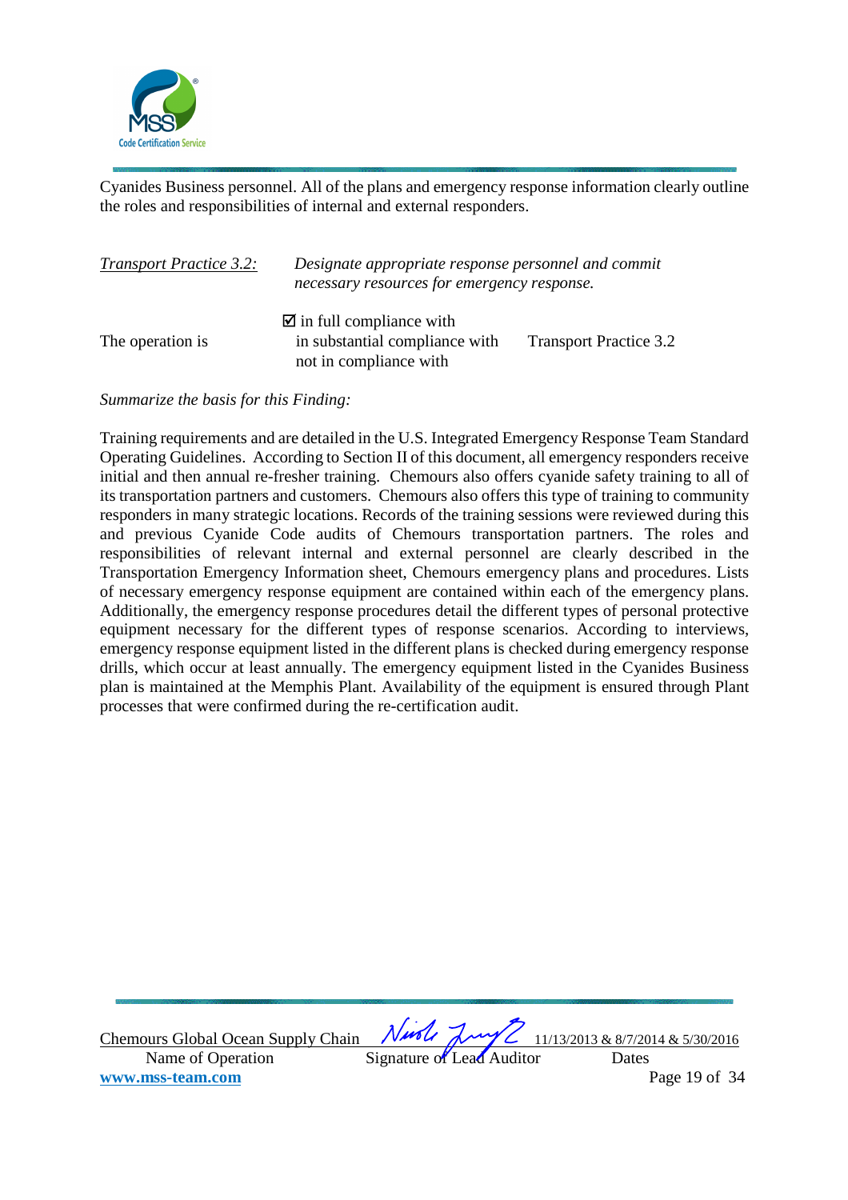Cyanides Business personnel. All of the plans and emergency response information clearly outline the roles and responsibilities of internal and external responders.

*Transport Practice 3.2:* *Designate appropriate response personnel and commit necessary resources for emergency response.*

The operation is

☑ in full compliance with
in substantial compliance with
not in compliance with

Transport Practice 3.2

*Summarize the basis for this Finding:*

Training requirements and are detailed in the U.S. Integrated Emergency Response Team Standard Operating Guidelines. According to Section II of this document, all emergency responders receive initial and then annual re-fresher training. Chemours also offers cyanide safety training to all of its transportation partners and customers. Chemours also offers this type of training to community responders in many strategic locations. Records of the training sessions were reviewed during this and previous Cyanide Code audits of Chemours transportation partners. The roles and responsibilities of relevant internal and external personnel are clearly described in the Transportation Emergency Information sheet, Chemours emergency plans and procedures. Lists of necessary emergency response equipment are contained within each of the emergency plans. Additionally, the emergency response procedures detail the different types of personal protective equipment necessary for the different types of response scenarios. According to interviews, emergency response equipment listed in the different plans is checked during emergency response drills, which occur at least annually. The emergency equipment listed in the Cyanides Business plan is maintained at the Memphis Plant. Availability of the equipment is ensured through Plant processes that were confirmed during the re-certification audit.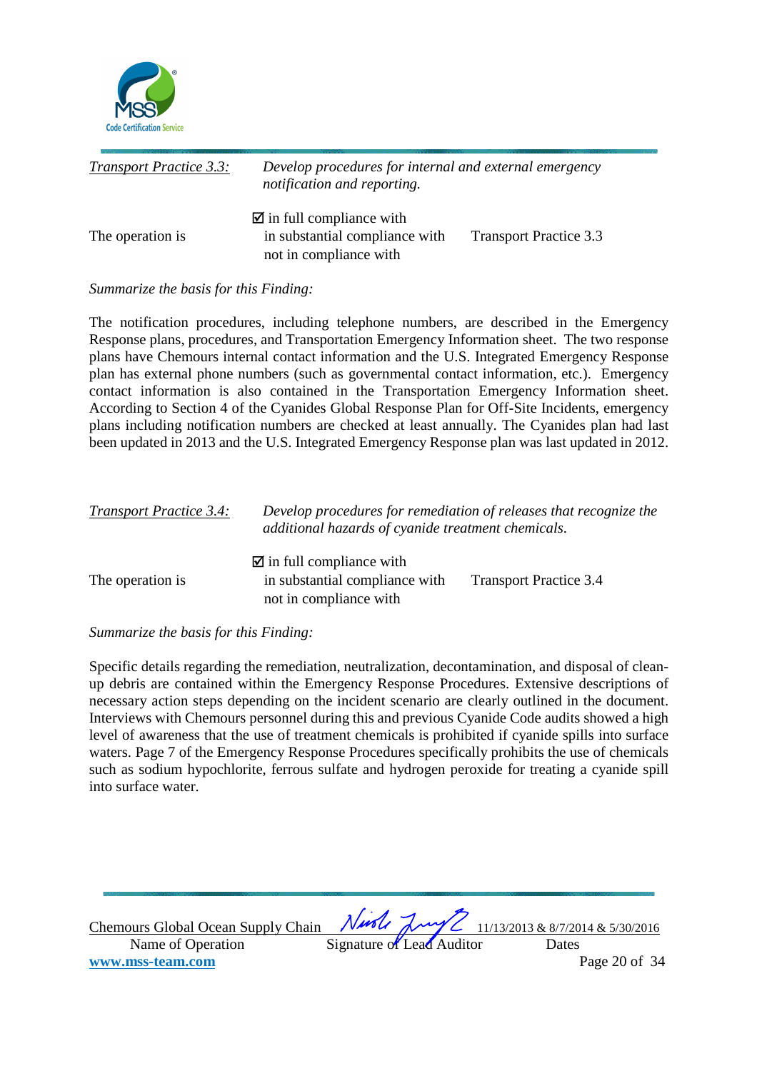*Transport Practice 3.3:* *Develop procedures for internal and external emergency notification and reporting.*

The operation is

☑ in full compliance with
in substantial compliance with
not in compliance with

Transport Practice 3.3

*Summarize the basis for this Finding:*

The notification procedures, including telephone numbers, are described in the Emergency Response plans, procedures, and Transportation Emergency Information sheet. The two response plans have Chemours internal contact information and the U.S. Integrated Emergency Response plan has external phone numbers (such as governmental contact information, etc.). Emergency contact information is also contained in the Transportation Emergency Information sheet. According to Section 4 of the Cyanides Global Response Plan for Off-Site Incidents, emergency plans including notification numbers are checked at least annually. The Cyanides plan had last been updated in 2013 and the U.S. Integrated Emergency Response plan was last updated in 2012.

*Transport Practice 3.4:* *Develop procedures for remediation of releases that recognize the additional hazards of cyanide treatment chemicals.*

The operation is

☑ in full compliance with
in substantial compliance with
not in compliance with

Transport Practice 3.4

*Summarize the basis for this Finding:*

Specific details regarding the remediation, neutralization, decontamination, and disposal of clean-up debris are contained within the Emergency Response Procedures. Extensive descriptions of necessary action steps depending on the incident scenario are clearly outlined in the document. Interviews with Chemours personnel during this and previous Cyanide Code audits showed a high level of awareness that the use of treatment chemicals is prohibited if cyanide spills into surface waters. Page 7 of the Emergency Response Procedures specifically prohibits the use of chemicals such as sodium hypochlorite, ferrous sulfate and hydrogen peroxide for treating a cyanide spill into surface water.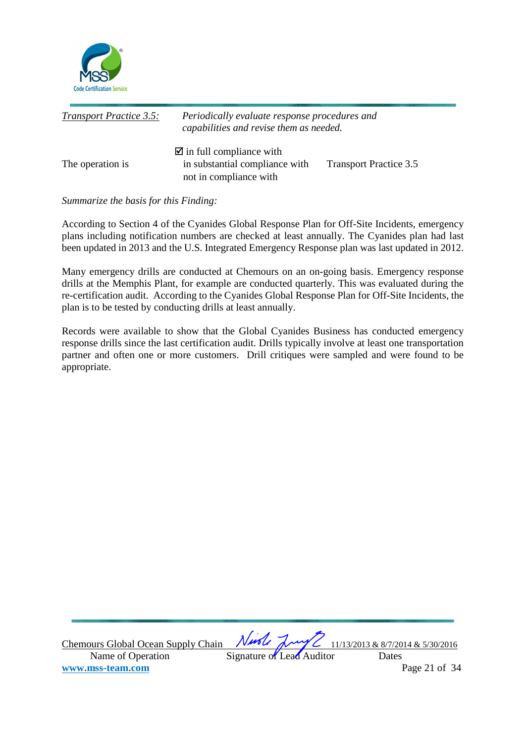*Transport Practice 3.5:* *Periodically evaluate response procedures and capabilities and revise them as needed.*

The operation is

☑ in full compliance with
in substantial compliance with
not in compliance with

Transport Practice 3.5

*Summarize the basis for this Finding:*

According to Section 4 of the Cyanides Global Response Plan for Off-Site Incidents, emergency plans including notification numbers are checked at least annually. The Cyanides plan had last been updated in 2013 and the U.S. Integrated Emergency Response plan was last updated in 2012.

Many emergency drills are conducted at Chemours on an on-going basis. Emergency response drills at the Memphis Plant, for example are conducted quarterly. This was evaluated during the re-certification audit. According to the Cyanides Global Response Plan for Off-Site Incidents, the plan is to be tested by conducting drills at least annually.

Records were available to show that the Global Cyanides Business has conducted emergency response drills since the last certification audit. Drills typically involve at least one transportation partner and often one or more customers. Drill critiques were sampled and were found to be appropriate.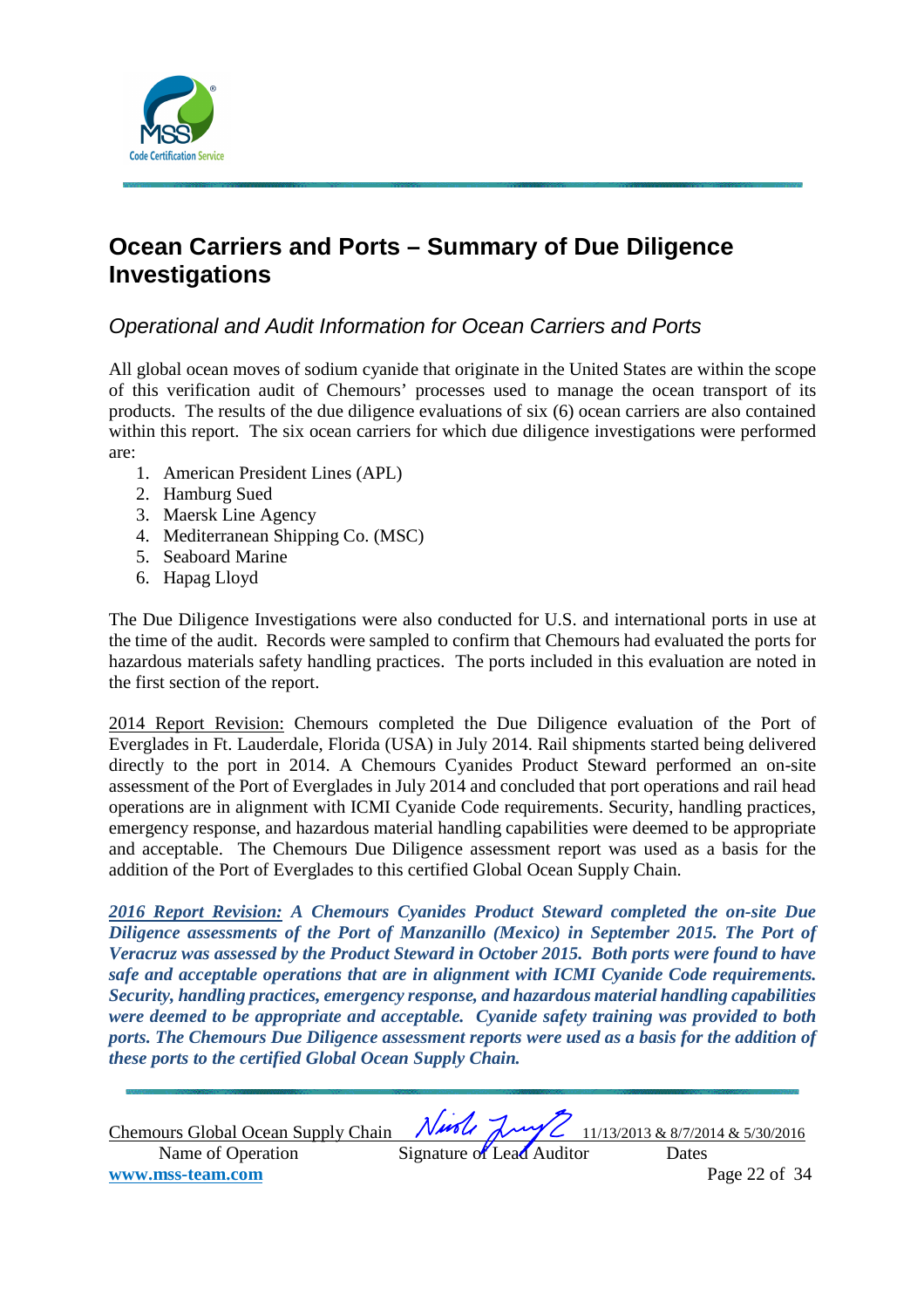# Ocean Carriers and Ports – Summary of Due Diligence Investigations

## *Operational and Audit Information for Ocean Carriers and Ports*

All global ocean moves of sodium cyanide that originate in the United States are within the scope of this verification audit of Chemours' processes used to manage the ocean transport of its products. The results of the due diligence evaluations of six (6) ocean carriers are also contained within this report. The six ocean carriers for which due diligence investigations were performed are:

1. American President Lines (APL)
2. Hamburg Sued
3. Maersk Line Agency
4. Mediterranean Shipping Co. (MSC)
5. Seaboard Marine
6. Hapag Lloyd

The Due Diligence Investigations were also conducted for U.S. and international ports in use at the time of the audit. Records were sampled to confirm that Chemours had evaluated the ports for hazardous materials safety handling practices. The ports included in this evaluation are noted in the first section of the report.

2014 Report Revision: Chemours completed the Due Diligence evaluation of the Port of Everglades in Ft. Lauderdale, Florida (USA) in July 2014. Rail shipments started being delivered directly to the port in 2014. A Chemours Cyanides Product Steward performed an on-site assessment of the Port of Everglades in July 2014 and concluded that port operations and rail head operations are in alignment with ICMI Cyanide Code requirements. Security, handling practices, emergency response, and hazardous material handling capabilities were deemed to be appropriate and acceptable. The Chemours Due Diligence assessment report was used as a basis for the addition of the Port of Everglades to this certified Global Ocean Supply Chain.

***2016 Report Revision:* *A Chemours Cyanides Product Steward completed the on-site Due Diligence assessments of the Port of Manzanillo (Mexico) in September 2015. The Port of Veracruz was assessed by the Product Steward in October 2015. Both ports were found to have safe and acceptable operations that are in alignment with ICMI Cyanide Code requirements. Security, handling practices, emergency response, and hazardous material handling capabilities were deemed to be appropriate and acceptable. Cyanide safety training was provided to both ports. The Chemours Due Diligence assessment reports were used as a basis for the addition of these ports to the certified Global Ocean Supply Chain.***

| Chemours Global Ocean Supply Chain | [signature] | 11/13/2013 & 8/7/2014 & 5/30/2016 |
|---|---|---|
| Name of Operation | Signature of Lead Auditor | Dates |

www.mss-team.com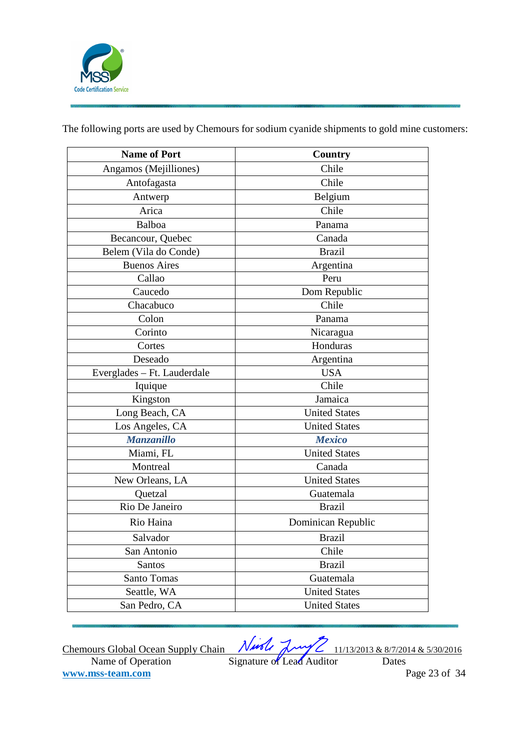The following ports are used by Chemours for sodium cyanide shipments to gold mine customers:

| Name of Port | Country |
|---|---|
| Angamos (Mejilliones) | Chile |
| Antofagasta | Chile |
| Antwerp | Belgium |
| Arica | Chile |
| Balboa | Panama |
| Becancour, Quebec | Canada |
| Belem (Vila do Conde) | Brazil |
| Buenos Aires | Argentina |
| Callao | Peru |
| Caucedo | Dom Republic |
| Chacabuco | Chile |
| Colon | Panama |
| Corinto | Nicaragua |
| Cortes | Honduras |
| Deseado | Argentina |
| Everglades – Ft. Lauderdale | USA |
| Iquique | Chile |
| Kingston | Jamaica |
| Long Beach, CA | United States |
| Los Angeles, CA | United States |
| ***Manzanillo*** | ***Mexico*** |
| Miami, FL | United States |
| Montreal | Canada |
| New Orleans, LA | United States |
| Quetzal | Guatemala |
| Rio De Janeiro | Brazil |
| Rio Haina | Dominican Republic |
| Salvador | Brazil |
| San Antonio | Chile |
| Santos | Brazil |
| Santo Tomas | Guatemala |
| Seattle, WA | United States |
| San Pedro, CA | United States |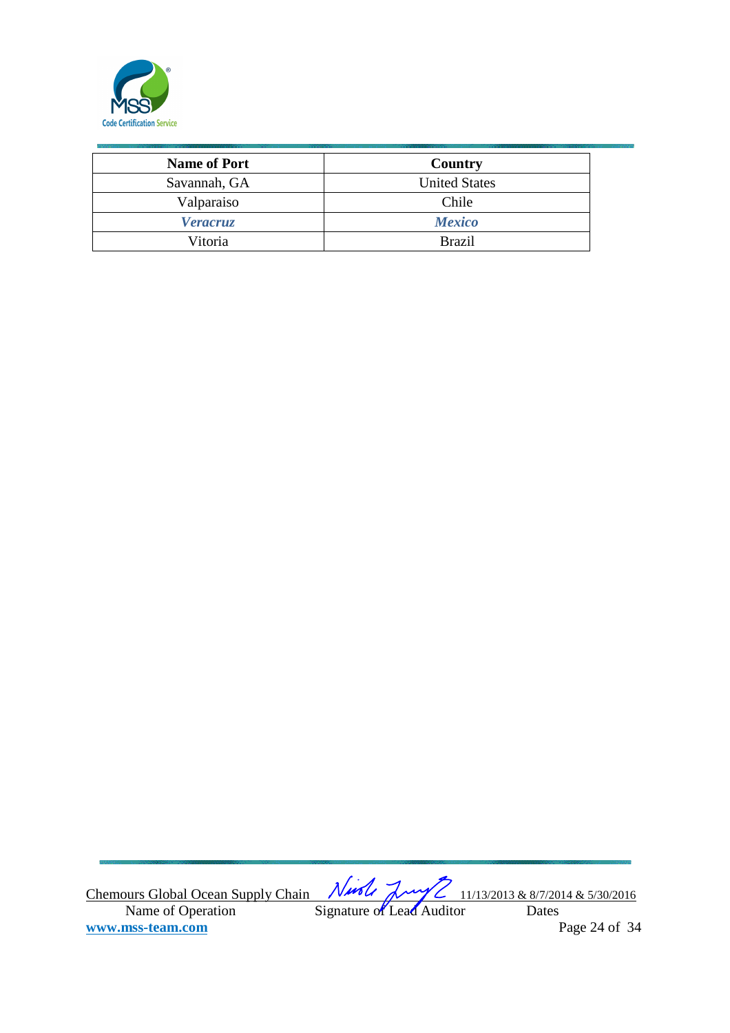| Name of Port | Country |
|---|---|
| Savannah, GA | United States |
| Valparaiso | Chile |
| ***Veracruz*** | ***Mexico*** |
| Vitoria | Brazil |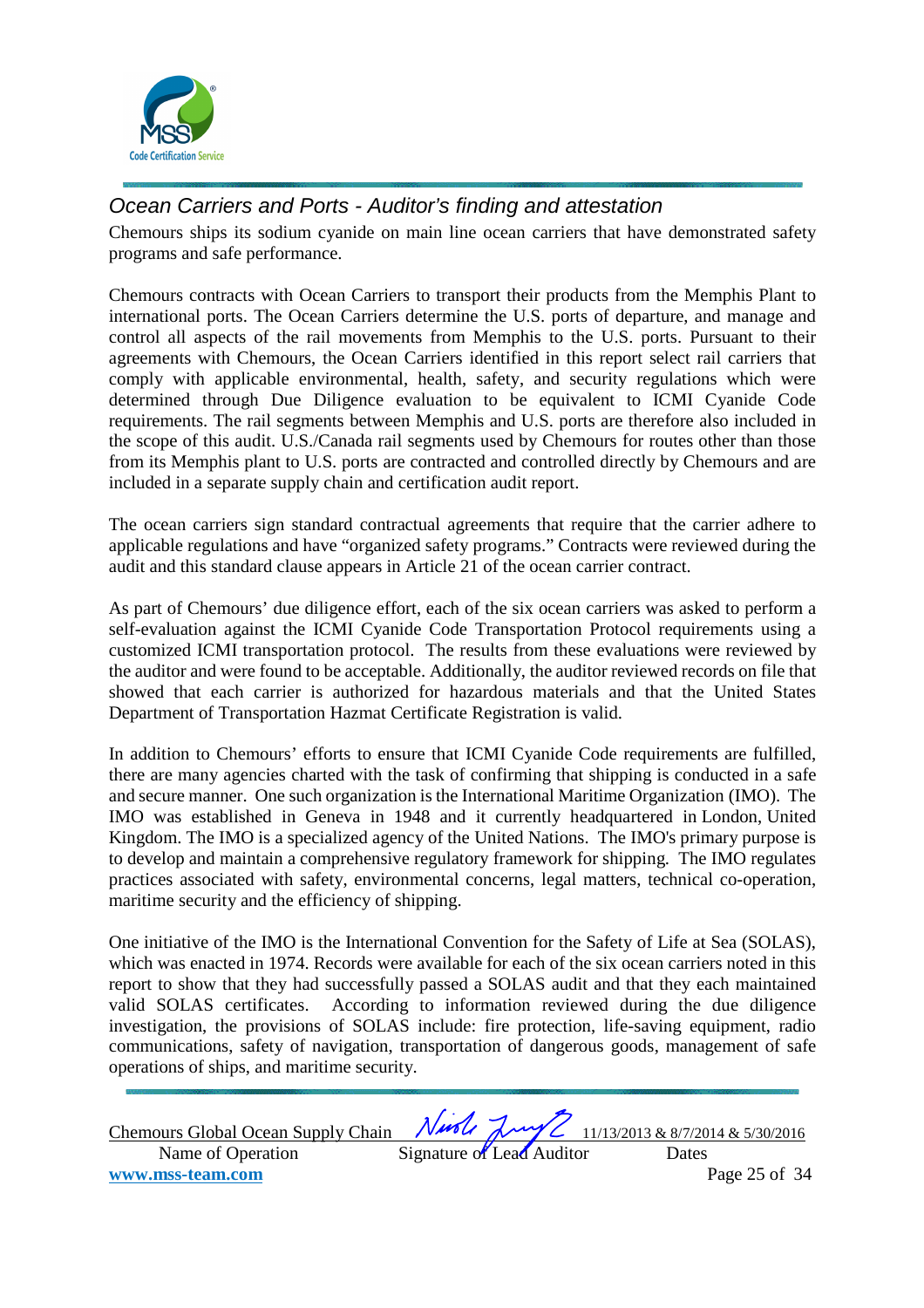## *Ocean Carriers and Ports - Auditor's finding and attestation*

Chemours ships its sodium cyanide on main line ocean carriers that have demonstrated safety programs and safe performance.

Chemours contracts with Ocean Carriers to transport their products from the Memphis Plant to international ports. The Ocean Carriers determine the U.S. ports of departure, and manage and control all aspects of the rail movements from Memphis to the U.S. ports. Pursuant to their agreements with Chemours, the Ocean Carriers identified in this report select rail carriers that comply with applicable environmental, health, safety, and security regulations which were determined through Due Diligence evaluation to be equivalent to ICMI Cyanide Code requirements. The rail segments between Memphis and U.S. ports are therefore also included in the scope of this audit. U.S./Canada rail segments used by Chemours for routes other than those from its Memphis plant to U.S. ports are contracted and controlled directly by Chemours and are included in a separate supply chain and certification audit report.

The ocean carriers sign standard contractual agreements that require that the carrier adhere to applicable regulations and have "organized safety programs." Contracts were reviewed during the audit and this standard clause appears in Article 21 of the ocean carrier contract.

As part of Chemours' due diligence effort, each of the six ocean carriers was asked to perform a self-evaluation against the ICMI Cyanide Code Transportation Protocol requirements using a customized ICMI transportation protocol. The results from these evaluations were reviewed by the auditor and were found to be acceptable. Additionally, the auditor reviewed records on file that showed that each carrier is authorized for hazardous materials and that the United States Department of Transportation Hazmat Certificate Registration is valid.

In addition to Chemours' efforts to ensure that ICMI Cyanide Code requirements are fulfilled, there are many agencies charted with the task of confirming that shipping is conducted in a safe and secure manner. One such organization is the International Maritime Organization (IMO). The IMO was established in Geneva in 1948 and it currently headquartered in London, United Kingdom. The IMO is a specialized agency of the United Nations. The IMO's primary purpose is to develop and maintain a comprehensive regulatory framework for shipping. The IMO regulates practices associated with safety, environmental concerns, legal matters, technical co-operation, maritime security and the efficiency of shipping.

One initiative of the IMO is the International Convention for the Safety of Life at Sea (SOLAS), which was enacted in 1974. Records were available for each of the six ocean carriers noted in this report to show that they had successfully passed a SOLAS audit and that they each maintained valid SOLAS certificates. According to information reviewed during the due diligence investigation, the provisions of SOLAS include: fire protection, life-saving equipment, radio communications, safety of navigation, transportation of dangerous goods, management of safe operations of ships, and maritime security.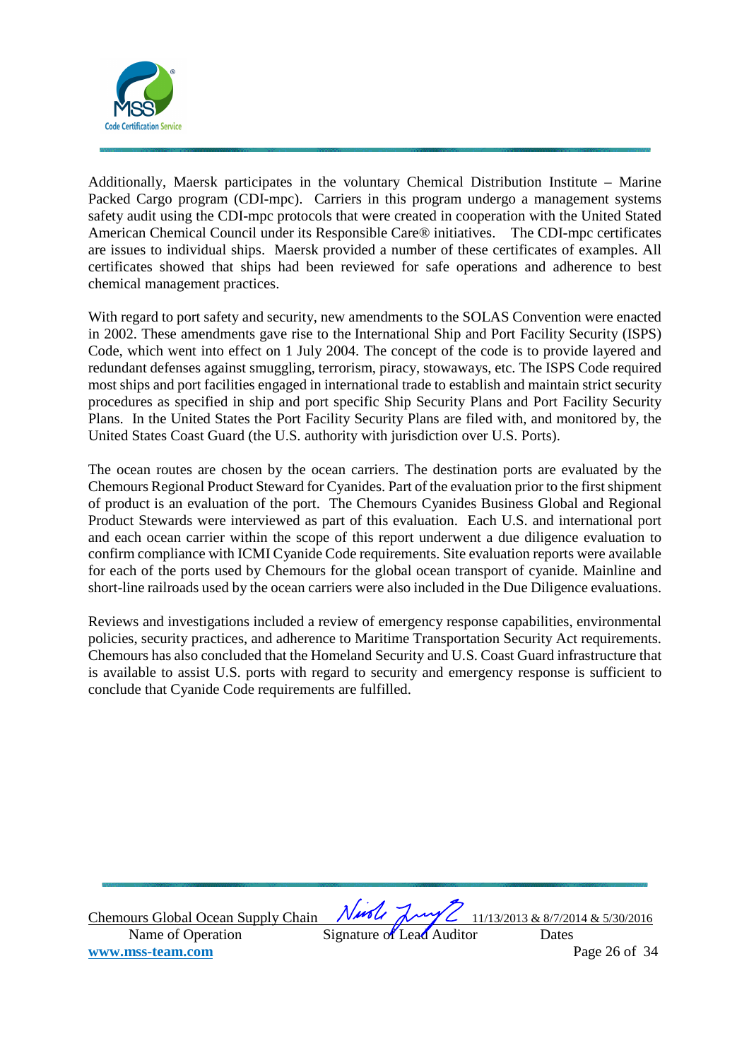Additionally, Maersk participates in the voluntary Chemical Distribution Institute – Marine Packed Cargo program (CDI-mpc). Carriers in this program undergo a management systems safety audit using the CDI-mpc protocols that were created in cooperation with the United Stated American Chemical Council under its Responsible Care® initiatives. The CDI-mpc certificates are issues to individual ships. Maersk provided a number of these certificates of examples. All certificates showed that ships had been reviewed for safe operations and adherence to best chemical management practices.

With regard to port safety and security, new amendments to the SOLAS Convention were enacted in 2002. These amendments gave rise to the International Ship and Port Facility Security (ISPS) Code, which went into effect on 1 July 2004. The concept of the code is to provide layered and redundant defenses against smuggling, terrorism, piracy, stowaways, etc. The ISPS Code required most ships and port facilities engaged in international trade to establish and maintain strict security procedures as specified in ship and port specific Ship Security Plans and Port Facility Security Plans. In the United States the Port Facility Security Plans are filed with, and monitored by, the United States Coast Guard (the U.S. authority with jurisdiction over U.S. Ports).

The ocean routes are chosen by the ocean carriers. The destination ports are evaluated by the Chemours Regional Product Steward for Cyanides. Part of the evaluation prior to the first shipment of product is an evaluation of the port. The Chemours Cyanides Business Global and Regional Product Stewards were interviewed as part of this evaluation. Each U.S. and international port and each ocean carrier within the scope of this report underwent a due diligence evaluation to confirm compliance with ICMI Cyanide Code requirements. Site evaluation reports were available for each of the ports used by Chemours for the global ocean transport of cyanide. Mainline and short-line railroads used by the ocean carriers were also included in the Due Diligence evaluations.

Reviews and investigations included a review of emergency response capabilities, environmental policies, security practices, and adherence to Maritime Transportation Security Act requirements. Chemours has also concluded that the Homeland Security and U.S. Coast Guard infrastructure that is available to assist U.S. ports with regard to security and emergency response is sufficient to conclude that Cyanide Code requirements are fulfilled.

Chemours Global Ocean Supply Chain — Name of Operation

Signature of Lead Auditor

11/13/2013 & 8/7/2014 & 5/30/2016 — Dates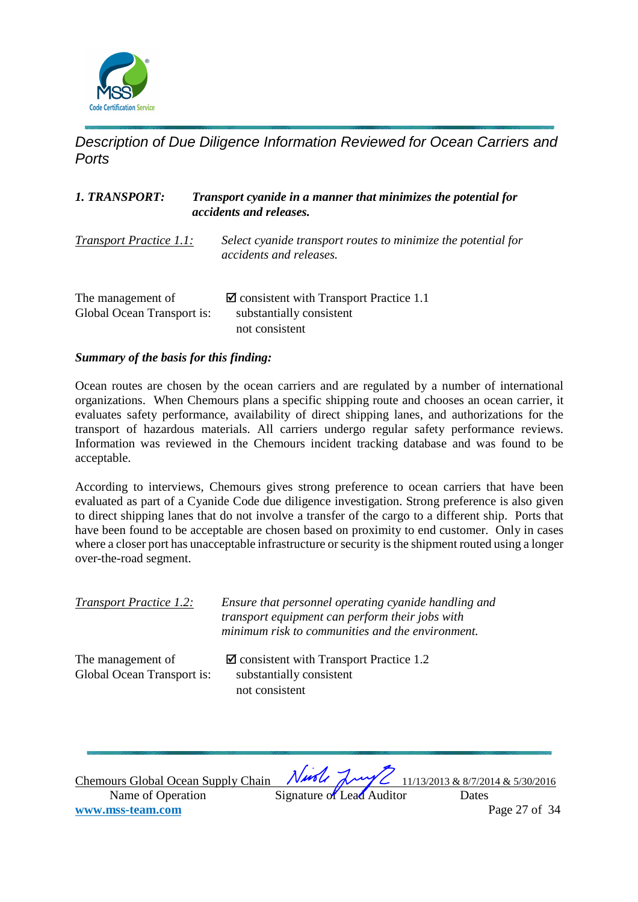## *Description of Due Diligence Information Reviewed for Ocean Carriers and Ports*

***1. TRANSPORT:*** ***Transport cyanide in a manner that minimizes the potential for accidents and releases.***

*Transport Practice 1.1:* *Select cyanide transport routes to minimize the potential for accidents and releases.*

The management of Global Ocean Transport is:

☑ consistent with Transport Practice 1.1
substantially consistent
not consistent

***Summary of the basis for this finding:***

Ocean routes are chosen by the ocean carriers and are regulated by a number of international organizations. When Chemours plans a specific shipping route and chooses an ocean carrier, it evaluates safety performance, availability of direct shipping lanes, and authorizations for the transport of hazardous materials. All carriers undergo regular safety performance reviews. Information was reviewed in the Chemours incident tracking database and was found to be acceptable.

According to interviews, Chemours gives strong preference to ocean carriers that have been evaluated as part of a Cyanide Code due diligence investigation. Strong preference is also given to direct shipping lanes that do not involve a transfer of the cargo to a different ship. Ports that have been found to be acceptable are chosen based on proximity to end customer. Only in cases where a closer port has unacceptable infrastructure or security is the shipment routed using a longer over-the-road segment.

*Transport Practice 1.2:* *Ensure that personnel operating cyanide handling and transport equipment can perform their jobs with minimum risk to communities and the environment.*

The management of Global Ocean Transport is:

☑ consistent with Transport Practice 1.2
substantially consistent
not consistent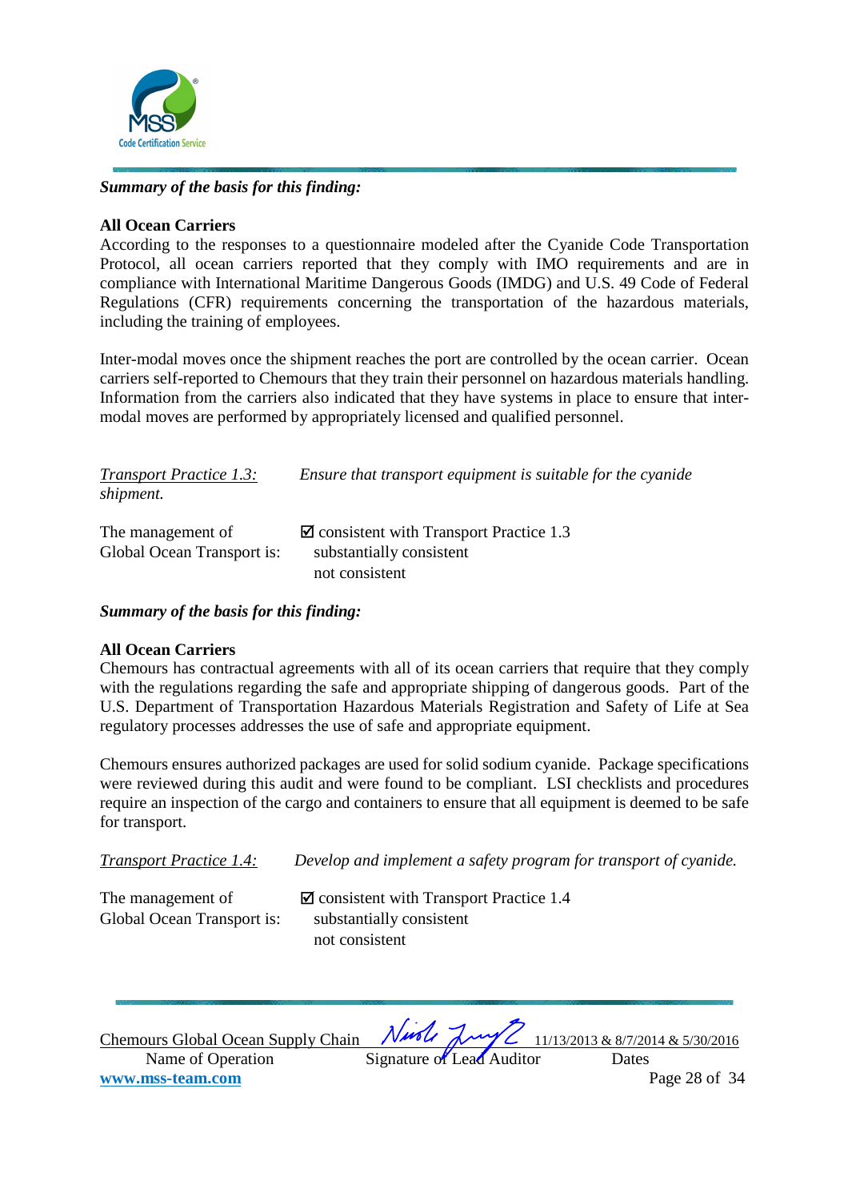*Summary of the basis for this finding:*

**All Ocean Carriers**

According to the responses to a questionnaire modeled after the Cyanide Code Transportation Protocol, all ocean carriers reported that they comply with IMO requirements and are in compliance with International Maritime Dangerous Goods (IMDG) and U.S. 49 Code of Federal Regulations (CFR) requirements concerning the transportation of the hazardous materials, including the training of employees.

Inter-modal moves once the shipment reaches the port are controlled by the ocean carrier. Ocean carriers self-reported to Chemours that they train their personnel on hazardous materials handling. Information from the carriers also indicated that they have systems in place to ensure that inter-modal moves are performed by appropriately licensed and qualified personnel.

*Transport Practice 1.3:* *Ensure that transport equipment is suitable for the cyanide shipment.*

The management of Global Ocean Transport is:

☑ consistent with Transport Practice 1.3
substantially consistent
not consistent

*Summary of the basis for this finding:*

**All Ocean Carriers**

Chemours has contractual agreements with all of its ocean carriers that require that they comply with the regulations regarding the safe and appropriate shipping of dangerous goods. Part of the U.S. Department of Transportation Hazardous Materials Registration and Safety of Life at Sea regulatory processes addresses the use of safe and appropriate equipment.

Chemours ensures authorized packages are used for solid sodium cyanide. Package specifications were reviewed during this audit and were found to be compliant. LSI checklists and procedures require an inspection of the cargo and containers to ensure that all equipment is deemed to be safe for transport.

*Transport Practice 1.4:* *Develop and implement a safety program for transport of cyanide.*

The management of Global Ocean Transport is:

☑ consistent with Transport Practice 1.4
substantially consistent
not consistent

Chemours Global Ocean Supply Chain — Name of Operation
Signature of Lead Auditor
11/13/2013 & 8/7/2014 & 5/30/2016 — Dates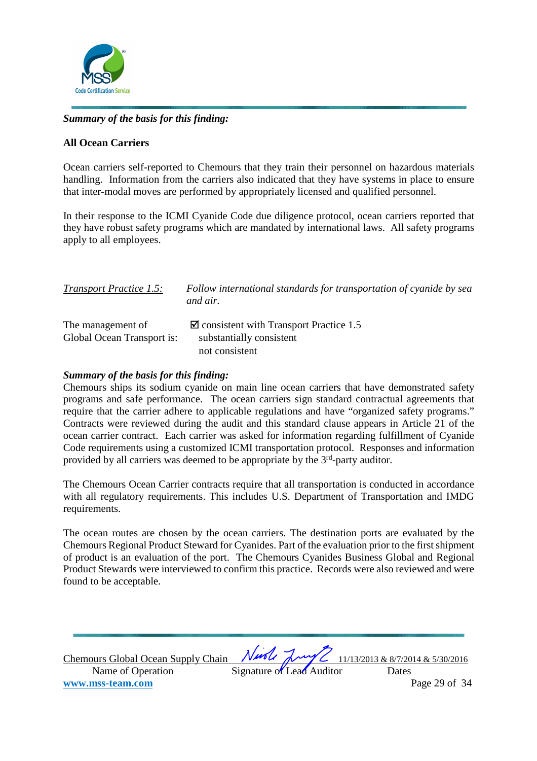***Summary of the basis for this finding:***

**All Ocean Carriers**

Ocean carriers self-reported to Chemours that they train their personnel on hazardous materials handling. Information from the carriers also indicated that they have systems in place to ensure that inter-modal moves are performed by appropriately licensed and qualified personnel.

In their response to the ICMI Cyanide Code due diligence protocol, ocean carriers reported that they have robust safety programs which are mandated by international laws. All safety programs apply to all employees.

| *Transport Practice 1.5:* | *Follow international standards for transportation of cyanide by sea and air.* |
|---|---|
| The management of Global Ocean Transport is: | ☑ consistent with Transport Practice 1.5<br>substantially consistent<br>not consistent |

***Summary of the basis for this finding:***

Chemours ships its sodium cyanide on main line ocean carriers that have demonstrated safety programs and safe performance. The ocean carriers sign standard contractual agreements that require that the carrier adhere to applicable regulations and have "organized safety programs." Contracts were reviewed during the audit and this standard clause appears in Article 21 of the ocean carrier contract. Each carrier was asked for information regarding fulfillment of Cyanide Code requirements using a customized ICMI transportation protocol. Responses and information provided by all carriers was deemed to be appropriate by the 3rd-party auditor.

The Chemours Ocean Carrier contracts require that all transportation is conducted in accordance with all regulatory requirements. This includes U.S. Department of Transportation and IMDG requirements.

The ocean routes are chosen by the ocean carriers. The destination ports are evaluated by the Chemours Regional Product Steward for Cyanides. Part of the evaluation prior to the first shipment of product is an evaluation of the port. The Chemours Cyanides Business Global and Regional Product Stewards were interviewed to confirm this practice. Records were also reviewed and were found to be acceptable.

Chemours Global Ocean Supply Chain — Name of Operation
Signature of Lead Auditor
11/13/2013 & 8/7/2014 & 5/30/2016 — Dates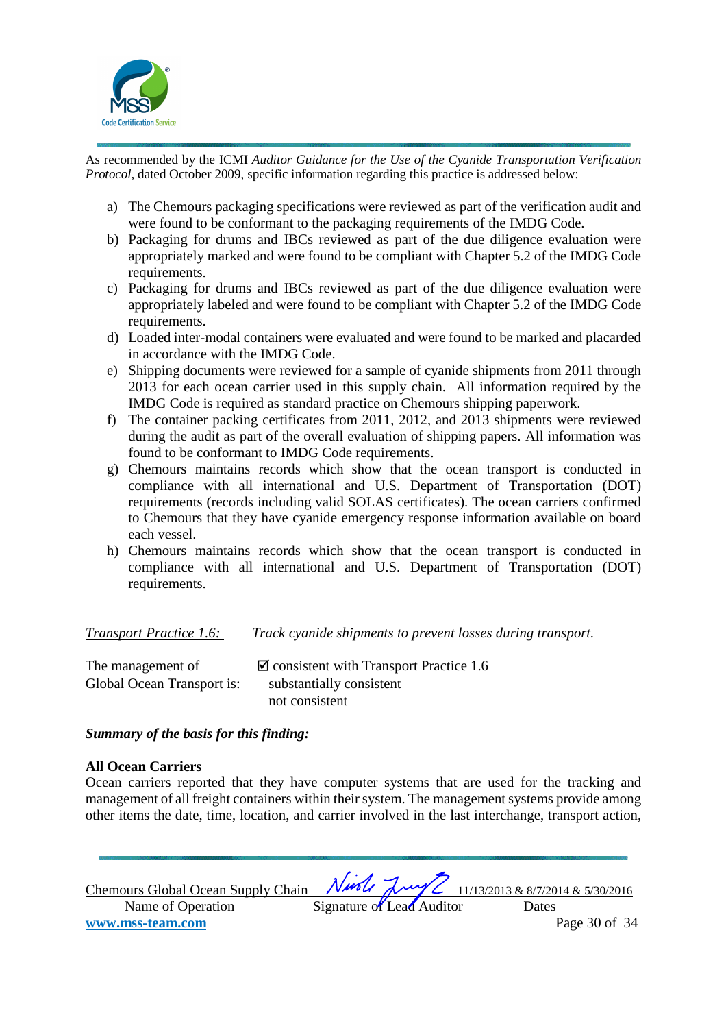As recommended by the ICMI *Auditor Guidance for the Use of the Cyanide Transportation Verification Protocol*, dated October 2009, specific information regarding this practice is addressed below:

a) The Chemours packaging specifications were reviewed as part of the verification audit and were found to be conformant to the packaging requirements of the IMDG Code.
b) Packaging for drums and IBCs reviewed as part of the due diligence evaluation were appropriately marked and were found to be compliant with Chapter 5.2 of the IMDG Code requirements.
c) Packaging for drums and IBCs reviewed as part of the due diligence evaluation were appropriately labeled and were found to be compliant with Chapter 5.2 of the IMDG Code requirements.
d) Loaded inter-modal containers were evaluated and were found to be marked and placarded in accordance with the IMDG Code.
e) Shipping documents were reviewed for a sample of cyanide shipments from 2011 through 2013 for each ocean carrier used in this supply chain. All information required by the IMDG Code is required as standard practice on Chemours shipping paperwork.
f) The container packing certificates from 2011, 2012, and 2013 shipments were reviewed during the audit as part of the overall evaluation of shipping papers. All information was found to be conformant to IMDG Code requirements.
g) Chemours maintains records which show that the ocean transport is conducted in compliance with all international and U.S. Department of Transportation (DOT) requirements (records including valid SOLAS certificates). The ocean carriers confirmed to Chemours that they have cyanide emergency response information available on board each vessel.
h) Chemours maintains records which show that the ocean transport is conducted in compliance with all international and U.S. Department of Transportation (DOT) requirements.

*Transport Practice 1.6:* *Track cyanide shipments to prevent losses during transport.*

The management of Global Ocean Transport is:

☑ consistent with Transport Practice 1.6
substantially consistent
not consistent

***Summary of the basis for this finding:***

**All Ocean Carriers**

Ocean carriers reported that they have computer systems that are used for the tracking and management of all freight containers within their system. The management systems provide among other items the date, time, location, and carrier involved in the last interchange, transport action,

Chemours Global Ocean Supply Chain — Name of Operation
Signature of Lead Auditor
11/13/2013 & 8/7/2014 & 5/30/2016 — Dates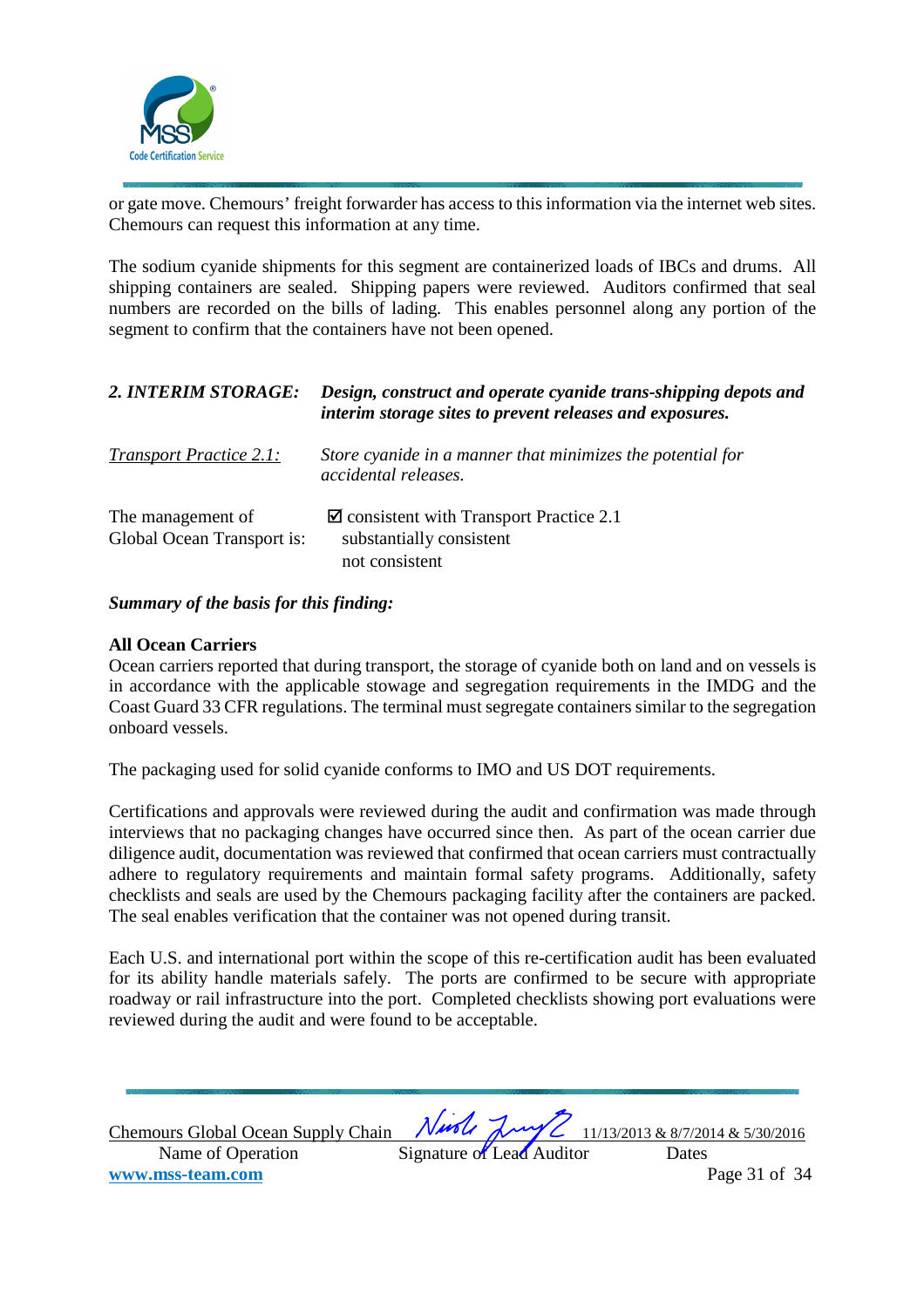or gate move. Chemours' freight forwarder has access to this information via the internet web sites. Chemours can request this information at any time.

The sodium cyanide shipments for this segment are containerized loads of IBCs and drums. All shipping containers are sealed. Shipping papers were reviewed. Auditors confirmed that seal numbers are recorded on the bills of lading. This enables personnel along any portion of the segment to confirm that the containers have not been opened.

***2. INTERIM STORAGE:*** ***Design, construct and operate cyanide trans-shipping depots and interim storage sites to prevent releases and exposures.***

*Transport Practice 2.1:* *Store cyanide in a manner that minimizes the potential for accidental releases.*

The management of Global Ocean Transport is:

- ☑ consistent with Transport Practice 2.1
- substantially consistent
- not consistent

***Summary of the basis for this finding:***

**All Ocean Carriers**

Ocean carriers reported that during transport, the storage of cyanide both on land and on vessels is in accordance with the applicable stowage and segregation requirements in the IMDG and the Coast Guard 33 CFR regulations. The terminal must segregate containers similar to the segregation onboard vessels.

The packaging used for solid cyanide conforms to IMO and US DOT requirements.

Certifications and approvals were reviewed during the audit and confirmation was made through interviews that no packaging changes have occurred since then. As part of the ocean carrier due diligence audit, documentation was reviewed that confirmed that ocean carriers must contractually adhere to regulatory requirements and maintain formal safety programs. Additionally, safety checklists and seals are used by the Chemours packaging facility after the containers are packed. The seal enables verification that the container was not opened during transit.

Each U.S. and international port within the scope of this re-certification audit has been evaluated for its ability handle materials safely. The ports are confirmed to be secure with appropriate roadway or rail infrastructure into the port. Completed checklists showing port evaluations were reviewed during the audit and were found to be acceptable.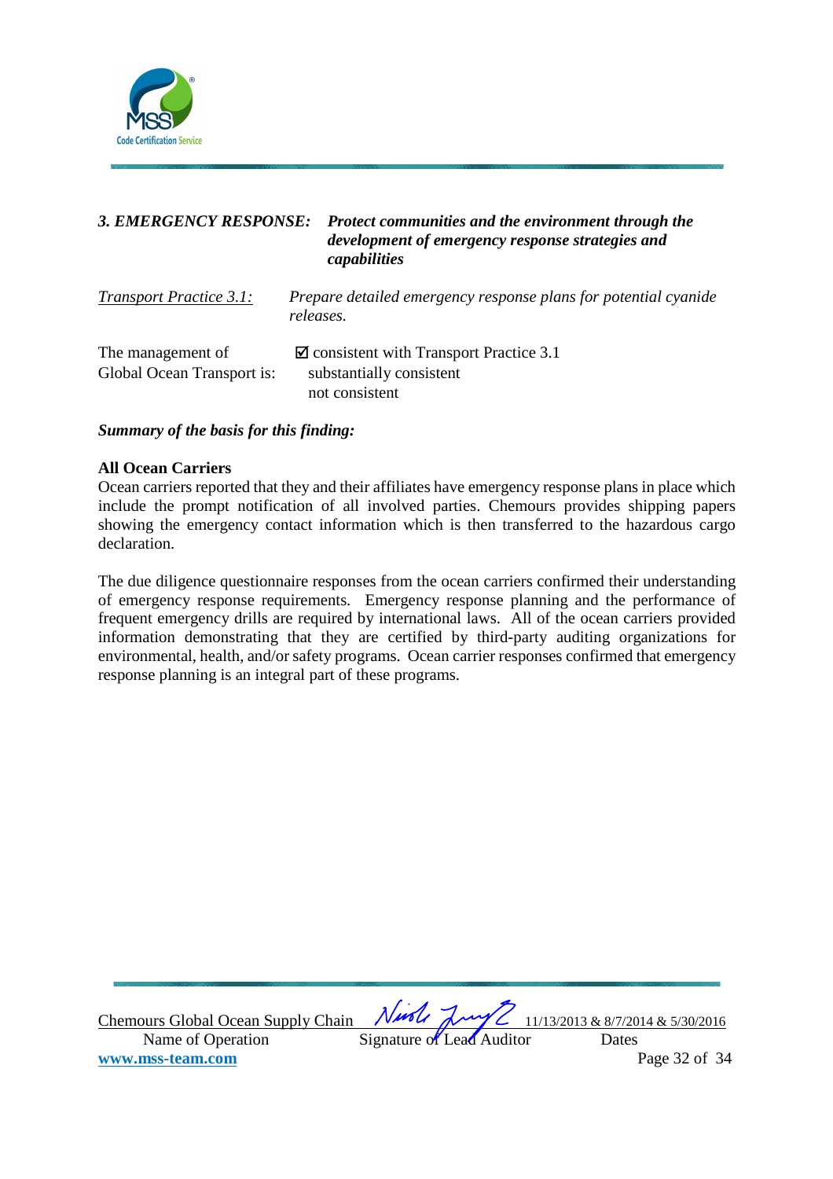***3. EMERGENCY RESPONSE:*** ***Protect communities and the environment through the development of emergency response strategies and capabilities***

*Transport Practice 3.1:* *Prepare detailed emergency response plans for potential cyanide releases.*

The management of Global Ocean Transport is:

☑ consistent with Transport Practice 3.1
substantially consistent
not consistent

***Summary of the basis for this finding:***

**All Ocean Carriers**

Ocean carriers reported that they and their affiliates have emergency response plans in place which include the prompt notification of all involved parties. Chemours provides shipping papers showing the emergency contact information which is then transferred to the hazardous cargo declaration.

The due diligence questionnaire responses from the ocean carriers confirmed their understanding of emergency response requirements. Emergency response planning and the performance of frequent emergency drills are required by international laws. All of the ocean carriers provided information demonstrating that they are certified by third-party auditing organizations for environmental, health, and/or safety programs. Ocean carrier responses confirmed that emergency response planning is an integral part of these programs.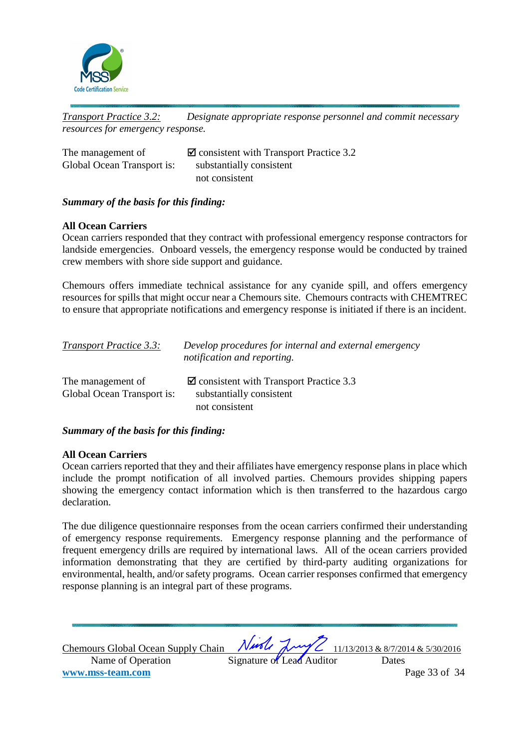*<u>Transport Practice 3.2:</u>* *Designate appropriate response personnel and commit necessary resources for emergency response.*

The management of Global Ocean Transport is:

☑ consistent with Transport Practice 3.2
substantially consistent
not consistent

***Summary of the basis for this finding:***

**All Ocean Carriers**
Ocean carriers responded that they contract with professional emergency response contractors for landside emergencies. Onboard vessels, the emergency response would be conducted by trained crew members with shore side support and guidance.

Chemours offers immediate technical assistance for any cyanide spill, and offers emergency resources for spills that might occur near a Chemours site. Chemours contracts with CHEMTREC to ensure that appropriate notifications and emergency response is initiated if there is an incident.

*<u>Transport Practice 3.3:</u>* *Develop procedures for internal and external emergency notification and reporting.*

The management of Global Ocean Transport is:

☑ consistent with Transport Practice 3.3
substantially consistent
not consistent

***Summary of the basis for this finding:***

**All Ocean Carriers**
Ocean carriers reported that they and their affiliates have emergency response plans in place which include the prompt notification of all involved parties. Chemours provides shipping papers showing the emergency contact information which is then transferred to the hazardous cargo declaration.

The due diligence questionnaire responses from the ocean carriers confirmed their understanding of emergency response requirements. Emergency response planning and the performance of frequent emergency drills are required by international laws. All of the ocean carriers provided information demonstrating that they are certified by third-party auditing organizations for environmental, health, and/or safety programs. Ocean carrier responses confirmed that emergency response planning is an integral part of these programs.

| Chemours Global Ocean Supply Chain | *(signature)* | 11/13/2013 & 8/7/2014 & 5/30/2016 |
|---|---|---|
| Name of Operation | Signature of Lead Auditor | Dates |

**www.mss-team.com**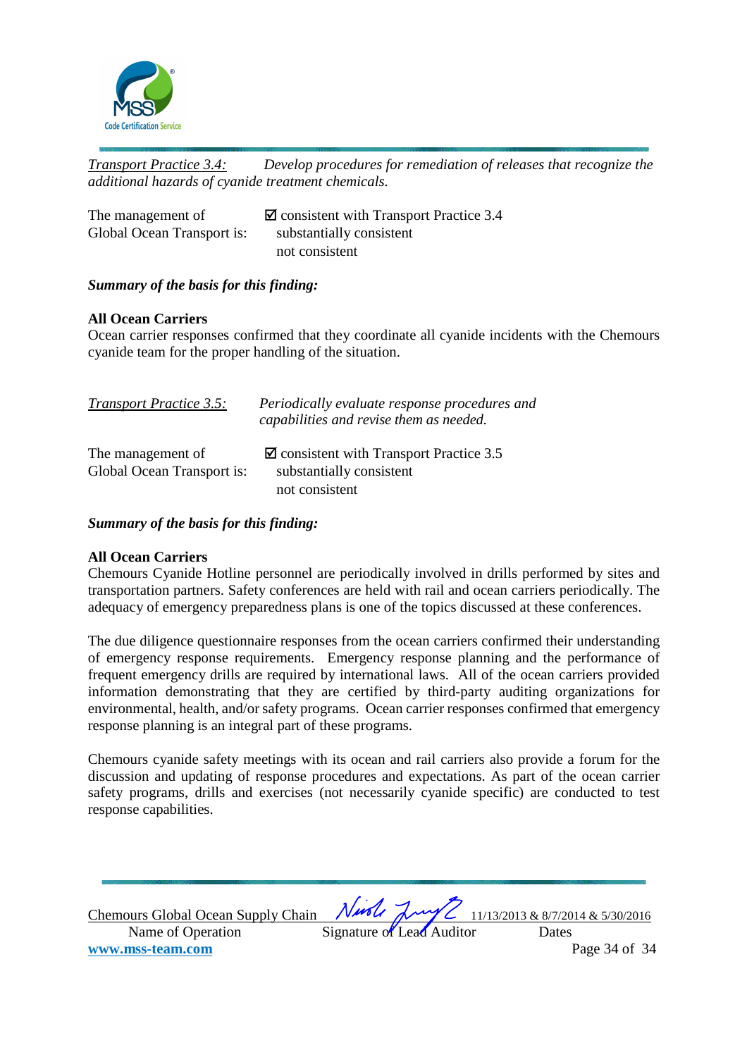*Transport Practice 3.4:* *Develop procedures for remediation of releases that recognize the additional hazards of cyanide treatment chemicals.*

The management of Global Ocean Transport is:
☑ consistent with Transport Practice 3.4
substantially consistent
not consistent

***Summary of the basis for this finding:***

**All Ocean Carriers**
Ocean carrier responses confirmed that they coordinate all cyanide incidents with the Chemours cyanide team for the proper handling of the situation.

*Transport Practice 3.5:* *Periodically evaluate response procedures and capabilities and revise them as needed.*

The management of Global Ocean Transport is:
☑ consistent with Transport Practice 3.5
substantially consistent
not consistent

***Summary of the basis for this finding:***

**All Ocean Carriers**
Chemours Cyanide Hotline personnel are periodically involved in drills performed by sites and transportation partners. Safety conferences are held with rail and ocean carriers periodically. The adequacy of emergency preparedness plans is one of the topics discussed at these conferences.

The due diligence questionnaire responses from the ocean carriers confirmed their understanding of emergency response requirements. Emergency response planning and the performance of frequent emergency drills are required by international laws. All of the ocean carriers provided information demonstrating that they are certified by third-party auditing organizations for environmental, health, and/or safety programs. Ocean carrier responses confirmed that emergency response planning is an integral part of these programs.

Chemours cyanide safety meetings with its ocean and rail carriers also provide a forum for the discussion and updating of response procedures and expectations. As part of the ocean carrier safety programs, drills and exercises (not necessarily cyanide specific) are conducted to test response capabilities.